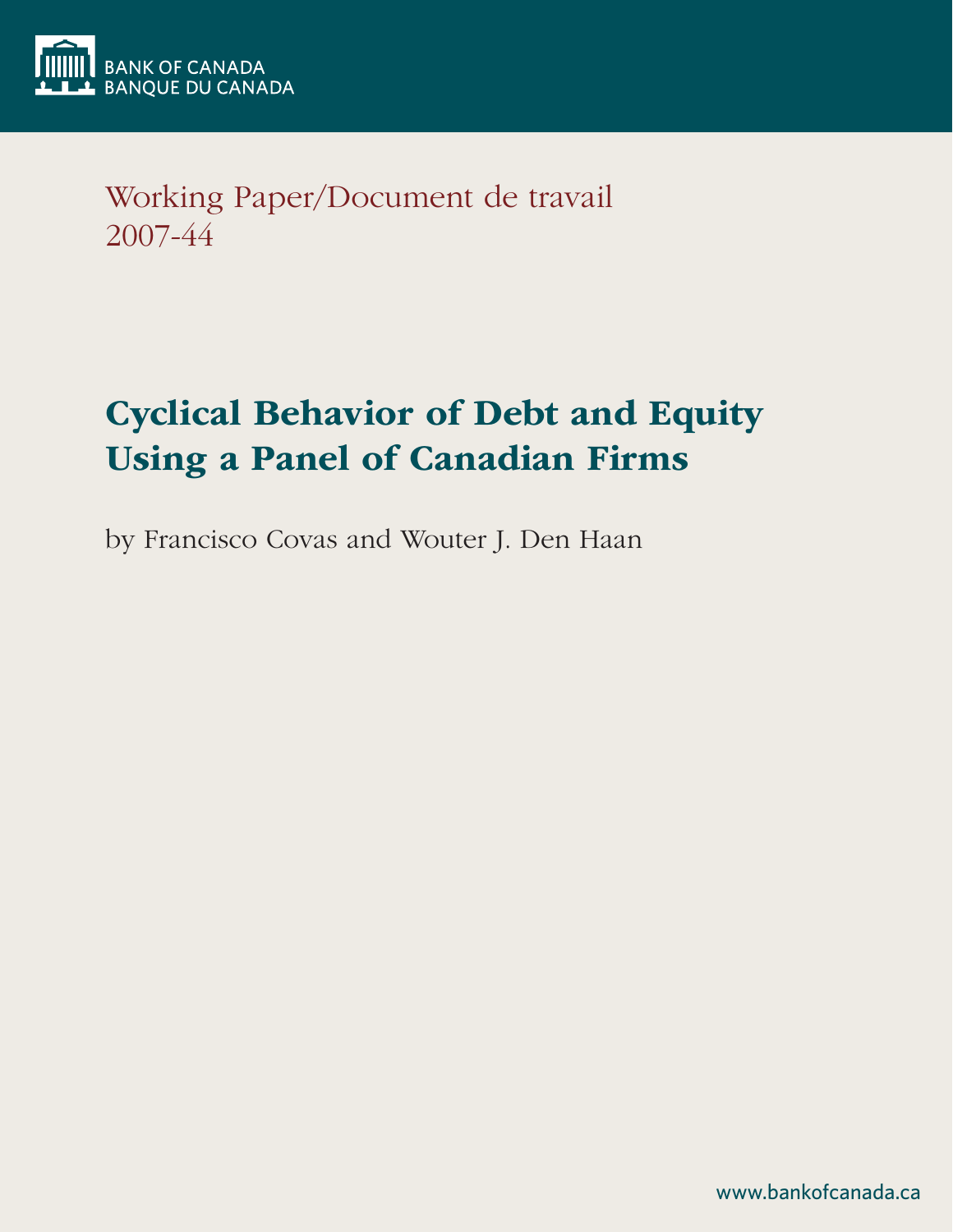BANK OF CANADA
BANQUE DU CANADA

Working Paper/Document de travail
2007-44

# Cyclical Behavior of Debt and Equity Using a Panel of Canadian Firms

by Francisco Covas and Wouter J. Den Haan

www.bankofcanada.ca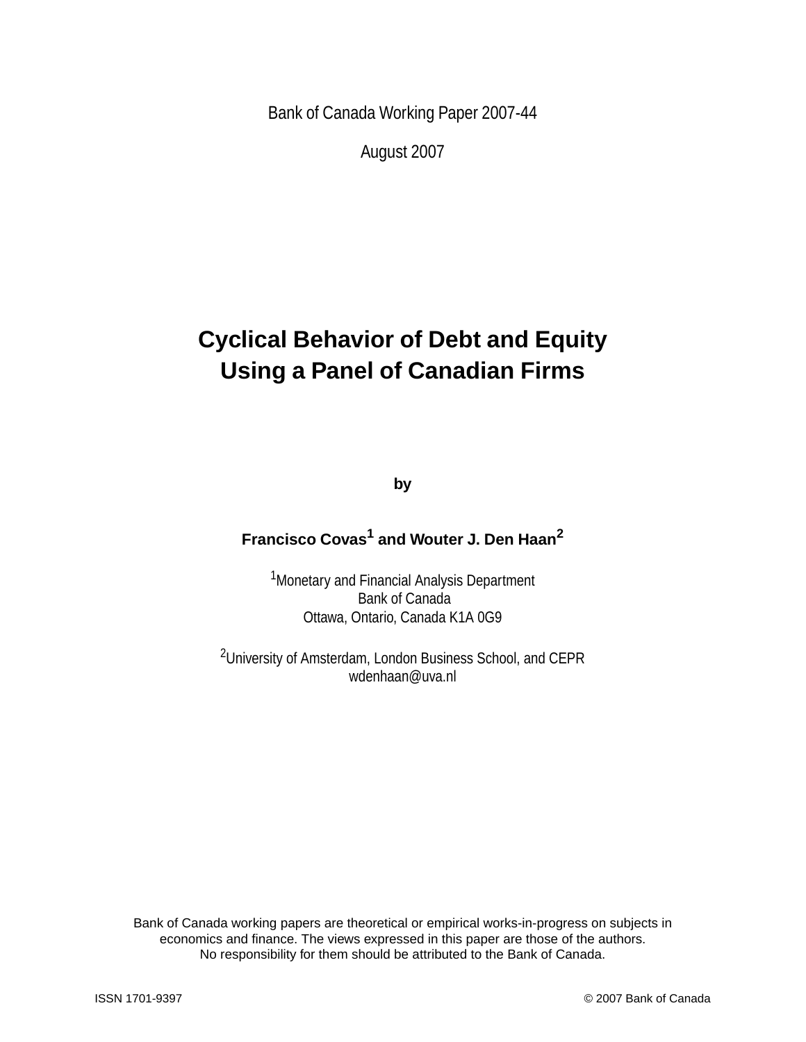Bank of Canada Working Paper 2007-44

August 2007

# Cyclical Behavior of Debt and Equity Using a Panel of Canadian Firms

by

**Francisco Covas[1] and Wouter J. Den Haan[2]**

[1]Monetary and Financial Analysis Department
Bank of Canada
Ottawa, Ontario, Canada K1A 0G9

[2]University of Amsterdam, London Business School, and CEPR
wdenhaan@uva.nl

Bank of Canada working papers are theoretical or empirical works-in-progress on subjects in economics and finance. The views expressed in this paper are those of the authors. No responsibility for them should be attributed to the Bank of Canada.

ISSN 1701-9397

© 2007 Bank of Canada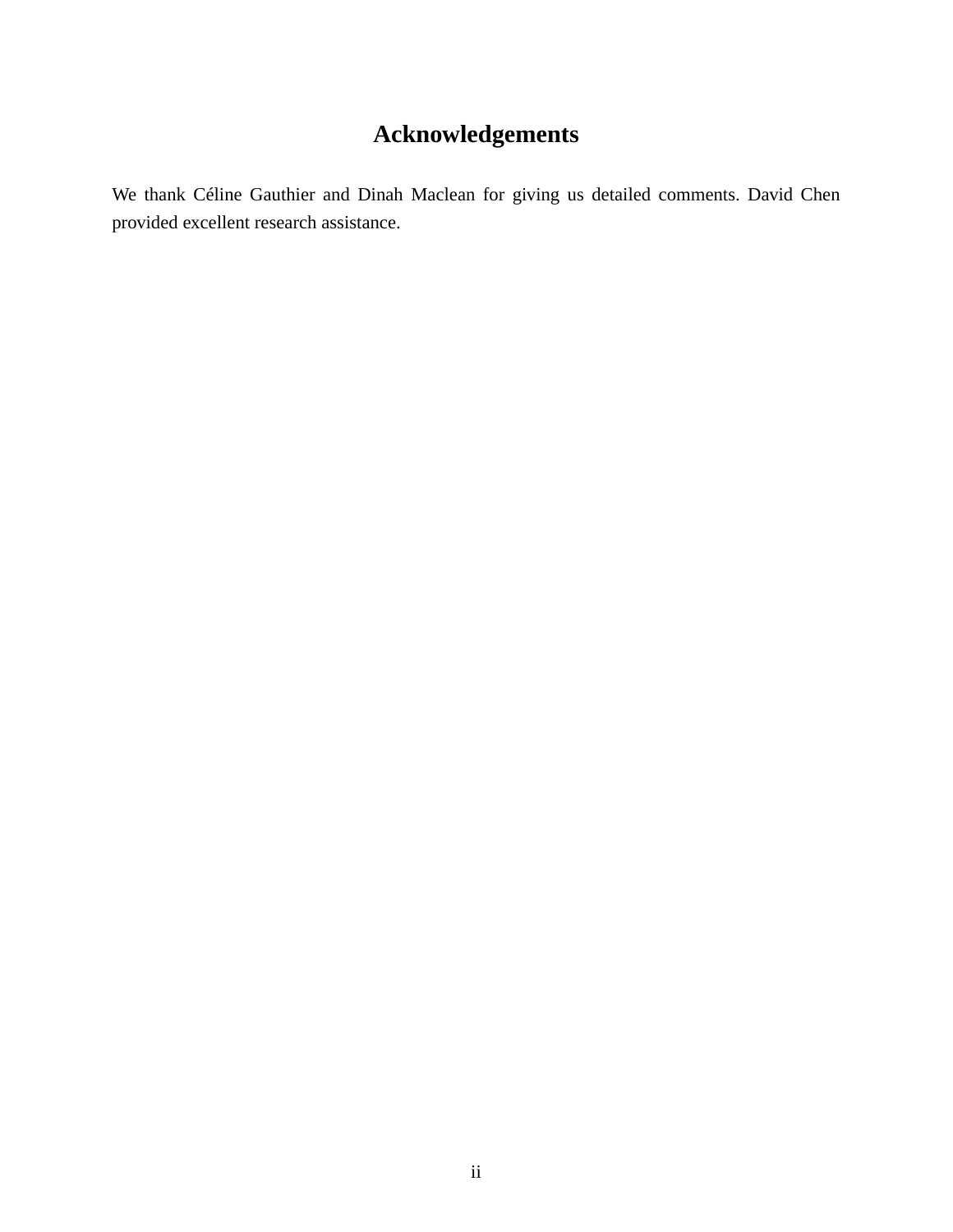# Acknowledgements

We thank Céline Gauthier and Dinah Maclean for giving us detailed comments. David Chen provided excellent research assistance.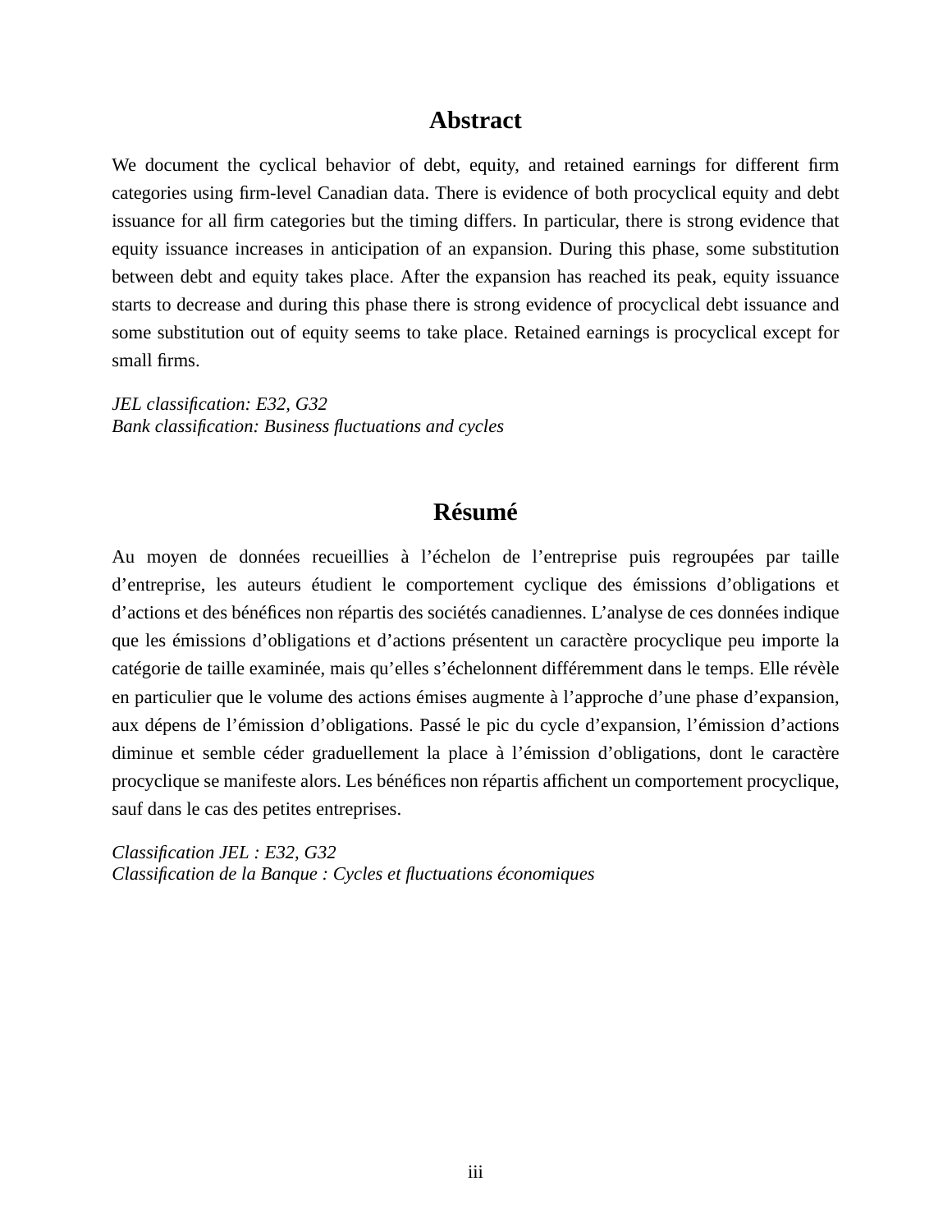## Abstract

We document the cyclical behavior of debt, equity, and retained earnings for different firm categories using firm-level Canadian data. There is evidence of both procyclical equity and debt issuance for all firm categories but the timing differs. In particular, there is strong evidence that equity issuance increases in anticipation of an expansion. During this phase, some substitution between debt and equity takes place. After the expansion has reached its peak, equity issuance starts to decrease and during this phase there is strong evidence of procyclical debt issuance and some substitution out of equity seems to take place. Retained earnings is procyclical except for small firms.

*JEL classification: E32, G32*
*Bank classification: Business fluctuations and cycles*

## Résumé

Au moyen de données recueillies à l'échelon de l'entreprise puis regroupées par taille d'entreprise, les auteurs étudient le comportement cyclique des émissions d'obligations et d'actions et des bénéfices non répartis des sociétés canadiennes. L'analyse de ces données indique que les émissions d'obligations et d'actions présentent un caractère procyclique peu importe la catégorie de taille examinée, mais qu'elles s'échelonnent différemment dans le temps. Elle révèle en particulier que le volume des actions émises augmente à l'approche d'une phase d'expansion, aux dépens de l'émission d'obligations. Passé le pic du cycle d'expansion, l'émission d'actions diminue et semble céder graduellement la place à l'émission d'obligations, dont le caractère procyclique se manifeste alors. Les bénéfices non répartis affichent un comportement procyclique, sauf dans le cas des petites entreprises.

*Classification JEL : E32, G32*
*Classification de la Banque : Cycles et fluctuations économiques*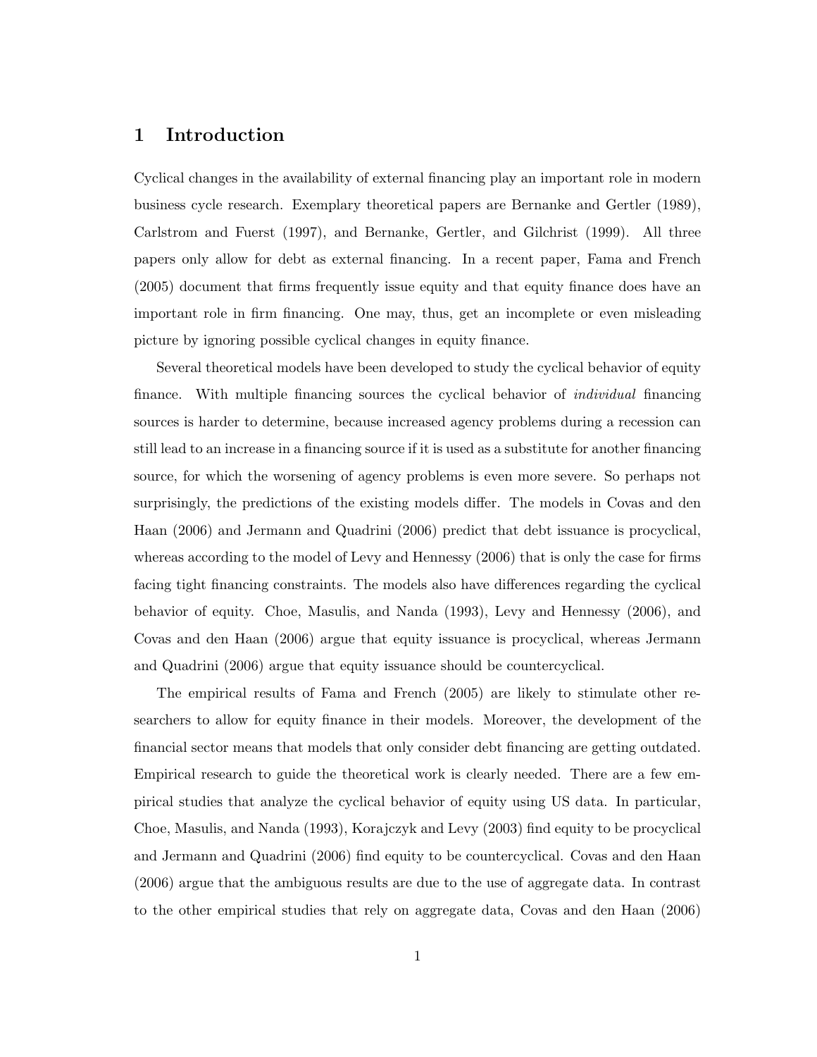# 1 Introduction

Cyclical changes in the availability of external financing play an important role in modern business cycle research. Exemplary theoretical papers are Bernanke and Gertler (1989), Carlstrom and Fuerst (1997), and Bernanke, Gertler, and Gilchrist (1999). All three papers only allow for debt as external financing. In a recent paper, Fama and French (2005) document that firms frequently issue equity and that equity finance does have an important role in firm financing. One may, thus, get an incomplete or even misleading picture by ignoring possible cyclical changes in equity finance.

Several theoretical models have been developed to study the cyclical behavior of equity finance. With multiple financing sources the cyclical behavior of *individual* financing sources is harder to determine, because increased agency problems during a recession can still lead to an increase in a financing source if it is used as a substitute for another financing source, for which the worsening of agency problems is even more severe. So perhaps not surprisingly, the predictions of the existing models differ. The models in Covas and den Haan (2006) and Jermann and Quadrini (2006) predict that debt issuance is procyclical, whereas according to the model of Levy and Hennessy (2006) that is only the case for firms facing tight financing constraints. The models also have differences regarding the cyclical behavior of equity. Choe, Masulis, and Nanda (1993), Levy and Hennessy (2006), and Covas and den Haan (2006) argue that equity issuance is procyclical, whereas Jermann and Quadrini (2006) argue that equity issuance should be countercyclical.

The empirical results of Fama and French (2005) are likely to stimulate other researchers to allow for equity finance in their models. Moreover, the development of the financial sector means that models that only consider debt financing are getting outdated. Empirical research to guide the theoretical work is clearly needed. There are a few empirical studies that analyze the cyclical behavior of equity using US data. In particular, Choe, Masulis, and Nanda (1993), Korajczyk and Levy (2003) find equity to be procyclical and Jermann and Quadrini (2006) find equity to be countercyclical. Covas and den Haan (2006) argue that the ambiguous results are due to the use of aggregate data. In contrast to the other empirical studies that rely on aggregate data, Covas and den Haan (2006)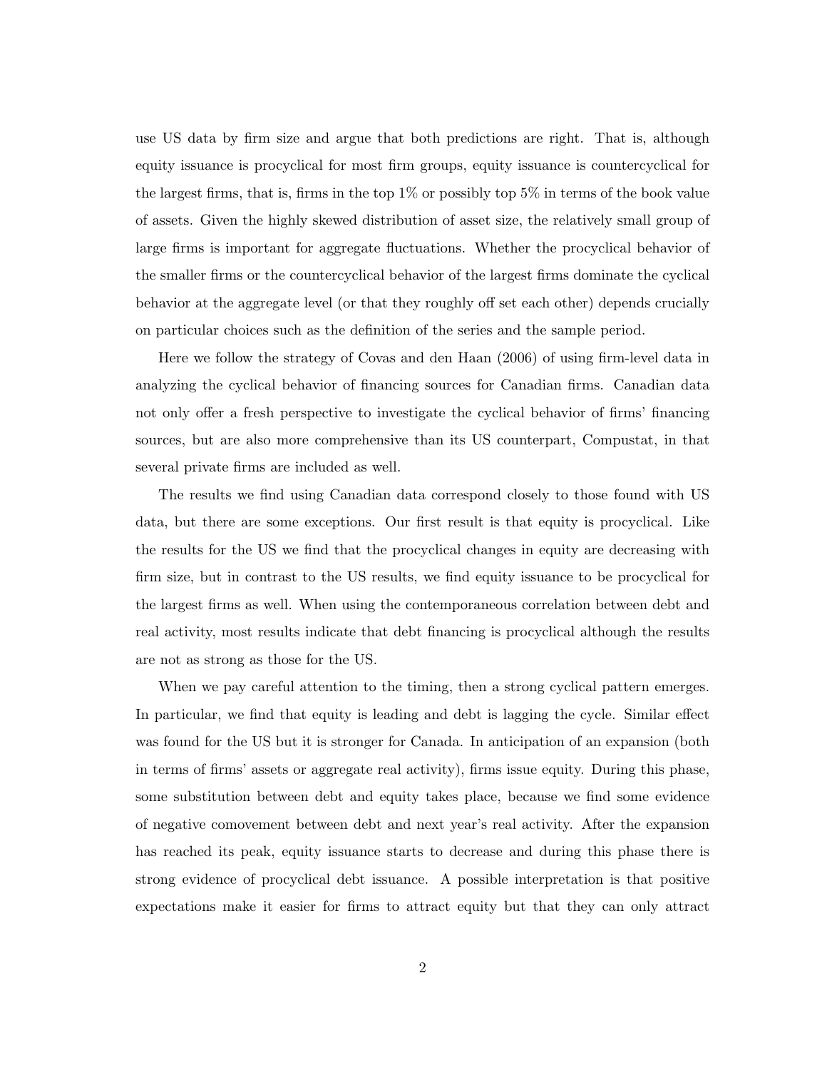use US data by firm size and argue that both predictions are right. That is, although equity issuance is procyclical for most firm groups, equity issuance is countercyclical for the largest firms, that is, firms in the top 1% or possibly top 5% in terms of the book value of assets. Given the highly skewed distribution of asset size, the relatively small group of large firms is important for aggregate fluctuations. Whether the procyclical behavior of the smaller firms or the countercyclical behavior of the largest firms dominate the cyclical behavior at the aggregate level (or that they roughly off set each other) depends crucially on particular choices such as the definition of the series and the sample period.

Here we follow the strategy of Covas and den Haan (2006) of using firm-level data in analyzing the cyclical behavior of financing sources for Canadian firms. Canadian data not only offer a fresh perspective to investigate the cyclical behavior of firms' financing sources, but are also more comprehensive than its US counterpart, Compustat, in that several private firms are included as well.

The results we find using Canadian data correspond closely to those found with US data, but there are some exceptions. Our first result is that equity is procyclical. Like the results for the US we find that the procyclical changes in equity are decreasing with firm size, but in contrast to the US results, we find equity issuance to be procyclical for the largest firms as well. When using the contemporaneous correlation between debt and real activity, most results indicate that debt financing is procyclical although the results are not as strong as those for the US.

When we pay careful attention to the timing, then a strong cyclical pattern emerges. In particular, we find that equity is leading and debt is lagging the cycle. Similar effect was found for the US but it is stronger for Canada. In anticipation of an expansion (both in terms of firms' assets or aggregate real activity), firms issue equity. During this phase, some substitution between debt and equity takes place, because we find some evidence of negative comovement between debt and next year's real activity. After the expansion has reached its peak, equity issuance starts to decrease and during this phase there is strong evidence of procyclical debt issuance. A possible interpretation is that positive expectations make it easier for firms to attract equity but that they can only attract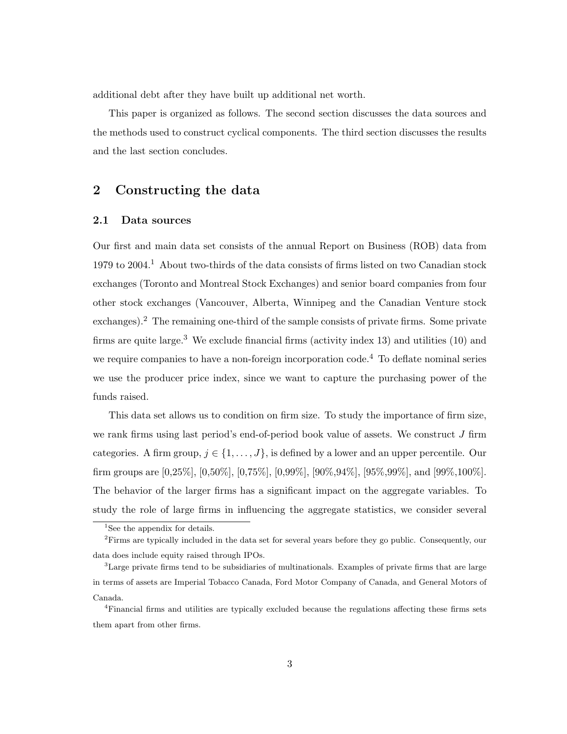additional debt after they have built up additional net worth.

This paper is organized as follows. The second section discusses the data sources and the methods used to construct cyclical components. The third section discusses the results and the last section concludes.

# 2 Constructing the data

## 2.1 Data sources

Our first and main data set consists of the annual Report on Business (ROB) data from 1979 to 2004.[1] About two-thirds of the data consists of firms listed on two Canadian stock exchanges (Toronto and Montreal Stock Exchanges) and senior board companies from four other stock exchanges (Vancouver, Alberta, Winnipeg and the Canadian Venture stock exchanges).[2] The remaining one-third of the sample consists of private firms. Some private firms are quite large.[3] We exclude financial firms (activity index 13) and utilities (10) and we require companies to have a non-foreign incorporation code.[4] To deflate nominal series we use the producer price index, since we want to capture the purchasing power of the funds raised.

This data set allows us to condition on firm size. To study the importance of firm size, we rank firms using last period's end-of-period book value of assets. We construct $J$ firm categories. A firm group, $j \in \{1, \ldots, J\}$, is defined by a lower and an upper percentile. Our firm groups are [0,25%], [0,50%], [0,75%], [0,99%], [90%,94%], [95%,99%], and [99%,100%]. The behavior of the larger firms has a significant impact on the aggregate variables. To study the role of large firms in influencing the aggregate statistics, we consider several

[1] See the appendix for details.

[2] Firms are typically included in the data set for several years before they go public. Consequently, our data does include equity raised through IPOs.

[3] Large private firms tend to be subsidiaries of multinationals. Examples of private firms that are large in terms of assets are Imperial Tobacco Canada, Ford Motor Company of Canada, and General Motors of Canada.

[4] Financial firms and utilities are typically excluded because the regulations affecting these firms sets them apart from other firms.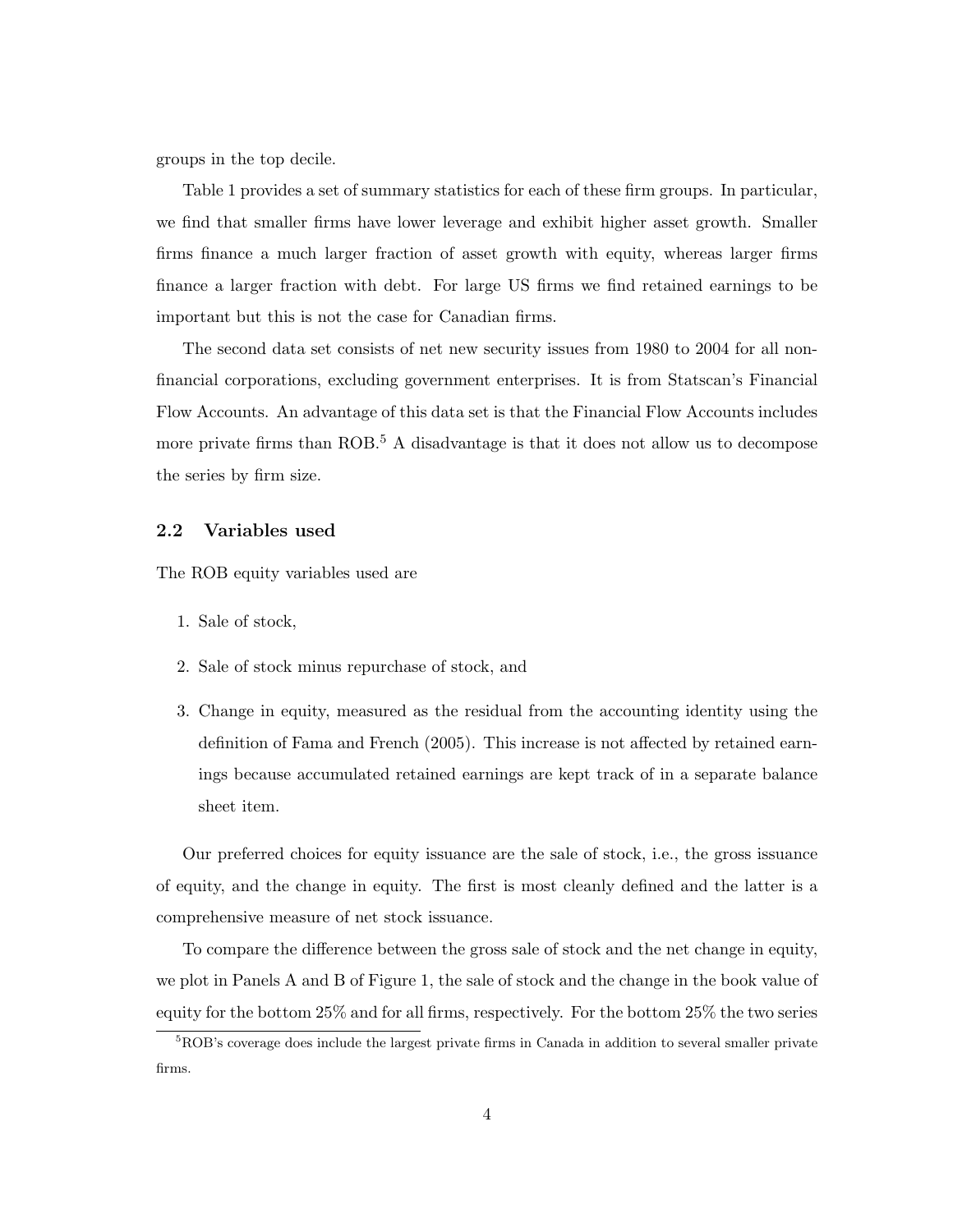groups in the top decile.

Table 1 provides a set of summary statistics for each of these firm groups. In particular, we find that smaller firms have lower leverage and exhibit higher asset growth. Smaller firms finance a much larger fraction of asset growth with equity, whereas larger firms finance a larger fraction with debt. For large US firms we find retained earnings to be important but this is not the case for Canadian firms.

The second data set consists of net new security issues from 1980 to 2004 for all non-financial corporations, excluding government enterprises. It is from Statscan's Financial Flow Accounts. An advantage of this data set is that the Financial Flow Accounts includes more private firms than ROB.[5] A disadvantage is that it does not allow us to decompose the series by firm size.

## 2.2 Variables used

The ROB equity variables used are

1. Sale of stock,
2. Sale of stock minus repurchase of stock, and
3. Change in equity, measured as the residual from the accounting identity using the definition of Fama and French (2005). This increase is not affected by retained earnings because accumulated retained earnings are kept track of in a separate balance sheet item.

Our preferred choices for equity issuance are the sale of stock, i.e., the gross issuance of equity, and the change in equity. The first is most cleanly defined and the latter is a comprehensive measure of net stock issuance.

To compare the difference between the gross sale of stock and the net change in equity, we plot in Panels A and B of Figure 1, the sale of stock and the change in the book value of equity for the bottom 25% and for all firms, respectively. For the bottom 25% the two series

[5] ROB's coverage does include the largest private firms in Canada in addition to several smaller private firms.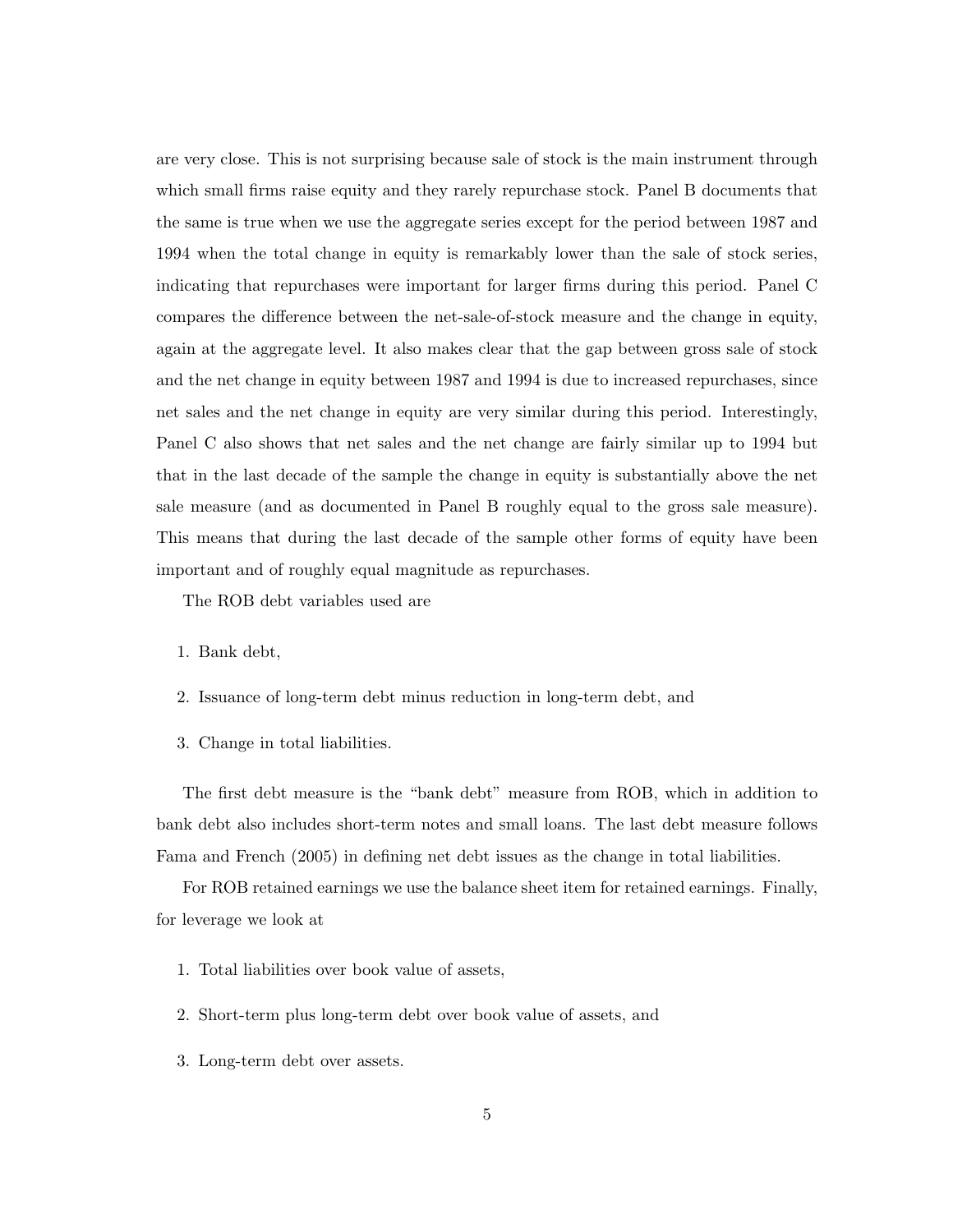are very close. This is not surprising because sale of stock is the main instrument through which small firms raise equity and they rarely repurchase stock. Panel B documents that the same is true when we use the aggregate series except for the period between 1987 and 1994 when the total change in equity is remarkably lower than the sale of stock series, indicating that repurchases were important for larger firms during this period. Panel C compares the difference between the net-sale-of-stock measure and the change in equity, again at the aggregate level. It also makes clear that the gap between gross sale of stock and the net change in equity between 1987 and 1994 is due to increased repurchases, since net sales and the net change in equity are very similar during this period. Interestingly, Panel C also shows that net sales and the net change are fairly similar up to 1994 but that in the last decade of the sample the change in equity is substantially above the net sale measure (and as documented in Panel B roughly equal to the gross sale measure). This means that during the last decade of the sample other forms of equity have been important and of roughly equal magnitude as repurchases.

The ROB debt variables used are

1. Bank debt,
2. Issuance of long-term debt minus reduction in long-term debt, and
3. Change in total liabilities.

The first debt measure is the "bank debt" measure from ROB, which in addition to bank debt also includes short-term notes and small loans. The last debt measure follows Fama and French (2005) in defining net debt issues as the change in total liabilities.

For ROB retained earnings we use the balance sheet item for retained earnings. Finally, for leverage we look at

1. Total liabilities over book value of assets,
2. Short-term plus long-term debt over book value of assets, and
3. Long-term debt over assets.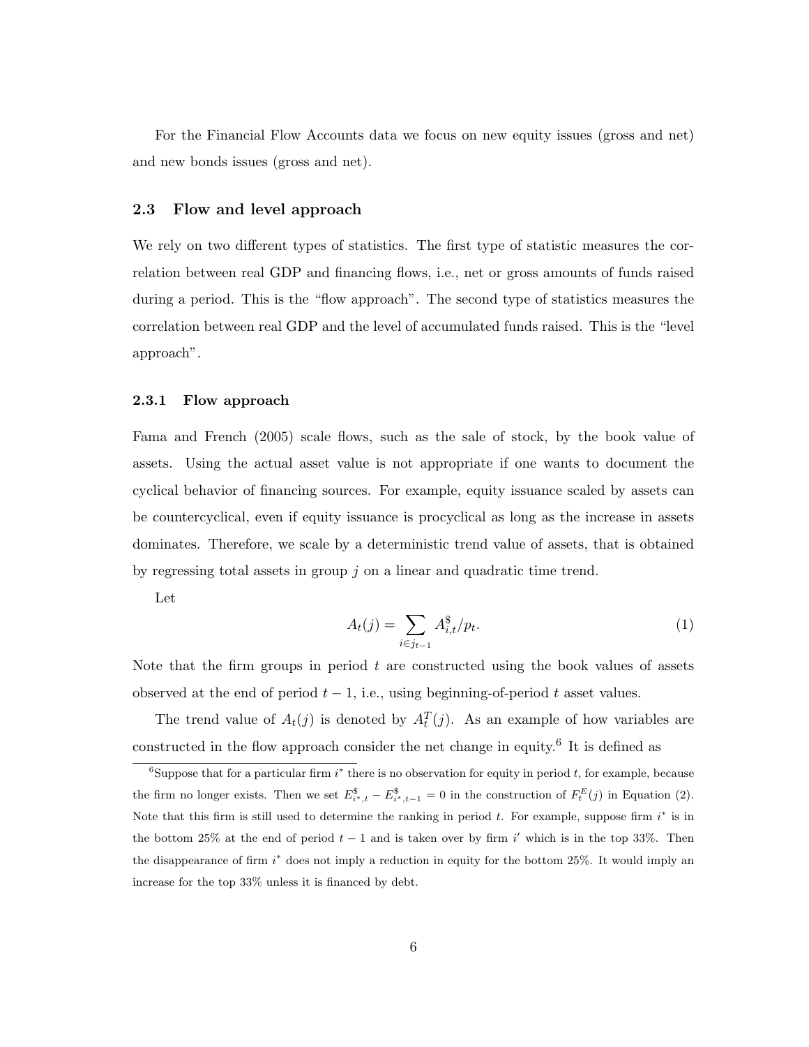For the Financial Flow Accounts data we focus on new equity issues (gross and net) and new bonds issues (gross and net).

### 2.3 Flow and level approach

We rely on two different types of statistics. The first type of statistic measures the correlation between real GDP and financing flows, i.e., net or gross amounts of funds raised during a period. This is the "flow approach". The second type of statistics measures the correlation between real GDP and the level of accumulated funds raised. This is the "level approach".

#### 2.3.1 Flow approach

Fama and French (2005) scale flows, such as the sale of stock, by the book value of assets. Using the actual asset value is not appropriate if one wants to document the cyclical behavior of financing sources. For example, equity issuance scaled by assets can be countercyclical, even if equity issuance is procyclical as long as the increase in assets dominates. Therefore, we scale by a deterministic trend value of assets, that is obtained by regressing total assets in group $j$ on a linear and quadratic time trend.

Let

$$A_t(j) = \sum_{i \in j_{t-1}} A^{\$}_{i,t}/p_t. \tag{1}$$

Note that the firm groups in period $t$ are constructed using the book values of assets observed at the end of period $t-1$, i.e., using beginning-of-period $t$ asset values.

The trend value of $A_t(j)$ is denoted by $A^T_t(j)$. As an example of how variables are constructed in the flow approach consider the net change in equity.[6] It is defined as

[6] Suppose that for a particular firm $i^*$ there is no observation for equity in period $t$, for example, because the firm no longer exists. Then we set $E^{\$}_{i^*,t} - E^{\$}_{i^*,t-1} = 0$ in the construction of $F^E_t(j)$ in Equation (2). Note that this firm is still used to determine the ranking in period $t$. For example, suppose firm $i^*$ is in the bottom 25% at the end of period $t-1$ and is taken over by firm $i'$ which is in the top 33%. Then the disappearance of firm $i^*$ does not imply a reduction in equity for the bottom 25%. It would imply an increase for the top 33% unless it is financed by debt.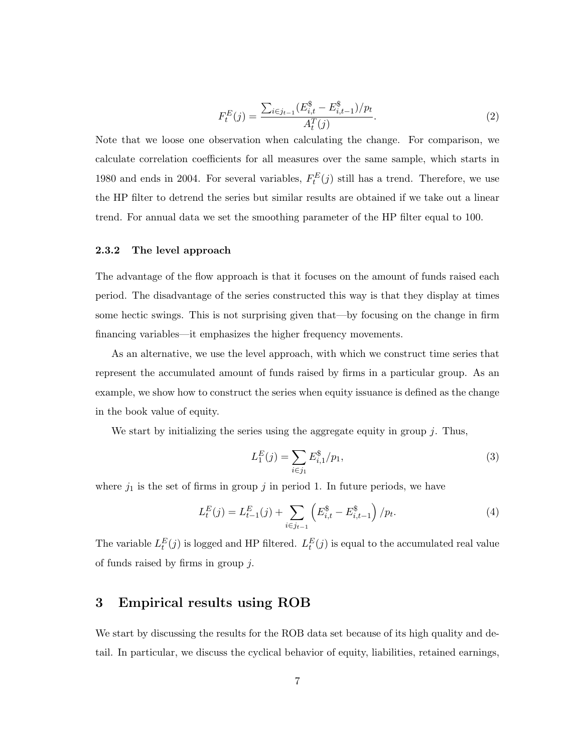$$F_t^E(j) = \frac{\sum_{i \in j_{t-1}} (E_{i,t}^{\$} - E_{i,t-1}^{\$})/p_t}{A_t^T(j)}. \tag{2}$$

Note that we loose one observation when calculating the change. For comparison, we calculate correlation coefficients for all measures over the same sample, which starts in 1980 and ends in 2004. For several variables, $F_t^E(j)$ still has a trend. Therefore, we use the HP filter to detrend the series but similar results are obtained if we take out a linear trend. For annual data we set the smoothing parameter of the HP filter equal to 100.

### 2.3.2 The level approach

The advantage of the flow approach is that it focuses on the amount of funds raised each period. The disadvantage of the series constructed this way is that they display at times some hectic swings. This is not surprising given that—by focusing on the change in firm financing variables—it emphasizes the higher frequency movements.

As an alternative, we use the level approach, with which we construct time series that represent the accumulated amount of funds raised by firms in a particular group. As an example, we show how to construct the series when equity issuance is defined as the change in the book value of equity.

We start by initializing the series using the aggregate equity in group $j$. Thus,

$$L_1^E(j) = \sum_{i \in j_1} E_{i,1}^{\$}/p_1, \tag{3}$$

where $j_1$ is the set of firms in group $j$ in period 1. In future periods, we have

$$L_t^E(j) = L_{t-1}^E(j) + \sum_{i \in j_{t-1}} \left( E_{i,t}^{\$} - E_{i,t-1}^{\$} \right)/p_t. \tag{4}$$

The variable $L_t^E(j)$ is logged and HP filtered. $L_t^E(j)$ is equal to the accumulated real value of funds raised by firms in group $j$.

## 3 Empirical results using ROB

We start by discussing the results for the ROB data set because of its high quality and detail. In particular, we discuss the cyclical behavior of equity, liabilities, retained earnings,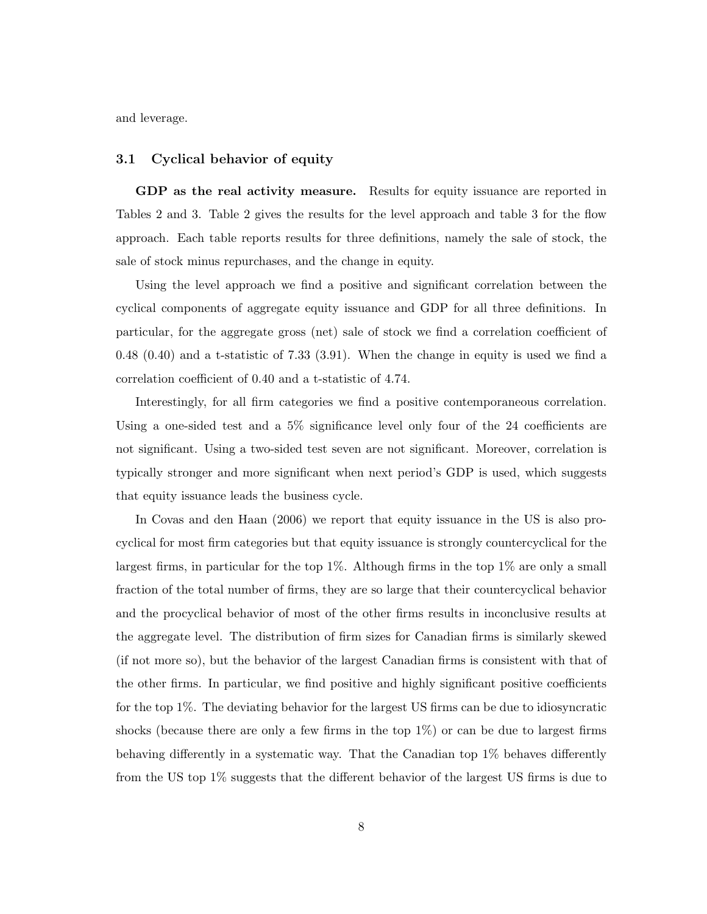and leverage.

### 3.1 Cyclical behavior of equity

**GDP as the real activity measure.** Results for equity issuance are reported in Tables 2 and 3. Table 2 gives the results for the level approach and table 3 for the flow approach. Each table reports results for three definitions, namely the sale of stock, the sale of stock minus repurchases, and the change in equity.

Using the level approach we find a positive and significant correlation between the cyclical components of aggregate equity issuance and GDP for all three definitions. In particular, for the aggregate gross (net) sale of stock we find a correlation coefficient of 0.48 (0.40) and a t-statistic of 7.33 (3.91). When the change in equity is used we find a correlation coefficient of 0.40 and a t-statistic of 4.74.

Interestingly, for all firm categories we find a positive contemporaneous correlation. Using a one-sided test and a 5% significance level only four of the 24 coefficients are not significant. Using a two-sided test seven are not significant. Moreover, correlation is typically stronger and more significant when next period's GDP is used, which suggests that equity issuance leads the business cycle.

In Covas and den Haan (2006) we report that equity issuance in the US is also procyclical for most firm categories but that equity issuance is strongly countercyclical for the largest firms, in particular for the top 1%. Although firms in the top 1% are only a small fraction of the total number of firms, they are so large that their countercyclical behavior and the procyclical behavior of most of the other firms results in inconclusive results at the aggregate level. The distribution of firm sizes for Canadian firms is similarly skewed (if not more so), but the behavior of the largest Canadian firms is consistent with that of the other firms. In particular, we find positive and highly significant positive coefficients for the top 1%. The deviating behavior for the largest US firms can be due to idiosyncratic shocks (because there are only a few firms in the top 1%) or can be due to largest firms behaving differently in a systematic way. That the Canadian top 1% behaves differently from the US top 1% suggests that the different behavior of the largest US firms is due to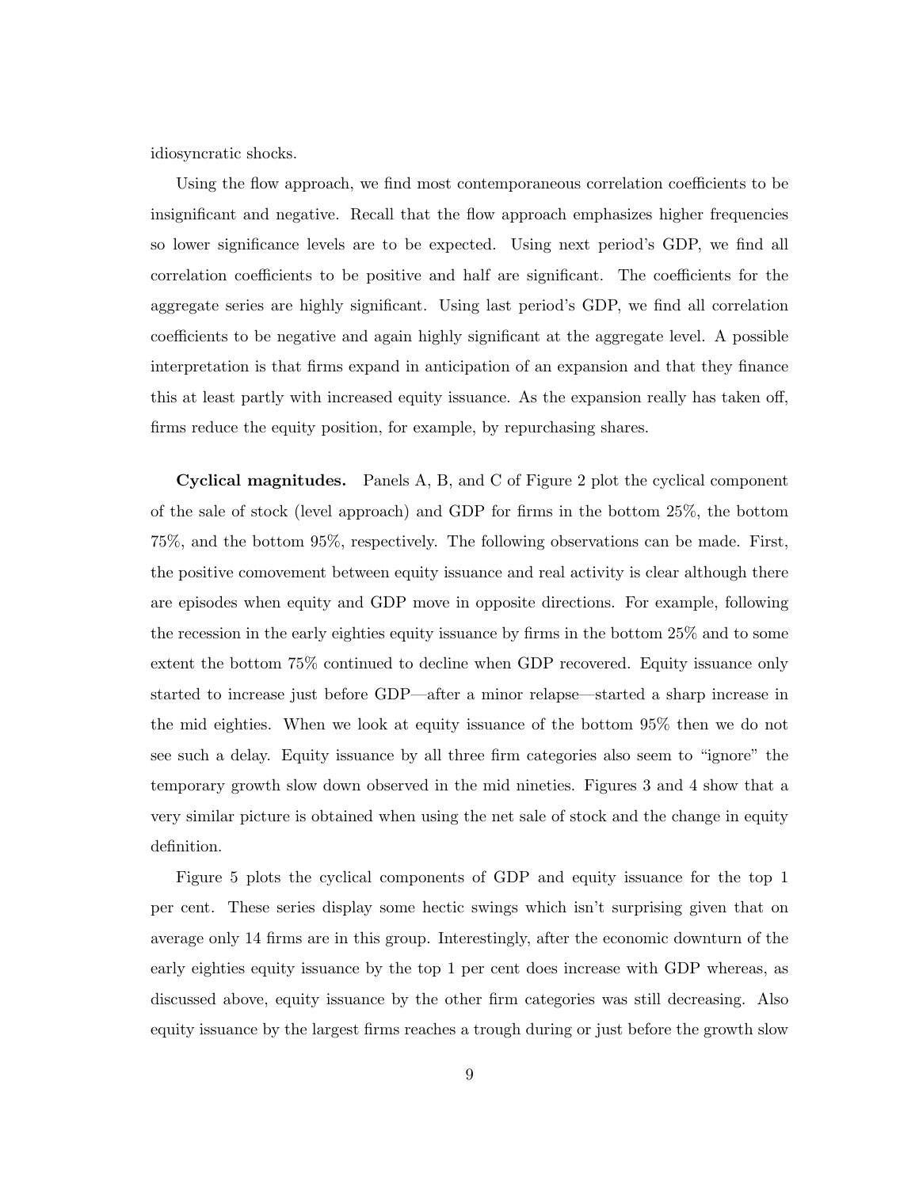idiosyncratic shocks.

Using the flow approach, we find most contemporaneous correlation coefficients to be insignificant and negative. Recall that the flow approach emphasizes higher frequencies so lower significance levels are to be expected. Using next period's GDP, we find all correlation coefficients to be positive and half are significant. The coefficients for the aggregate series are highly significant. Using last period's GDP, we find all correlation coefficients to be negative and again highly significant at the aggregate level. A possible interpretation is that firms expand in anticipation of an expansion and that they finance this at least partly with increased equity issuance. As the expansion really has taken off, firms reduce the equity position, for example, by repurchasing shares.

**Cyclical magnitudes.** Panels A, B, and C of Figure 2 plot the cyclical component of the sale of stock (level approach) and GDP for firms in the bottom 25%, the bottom 75%, and the bottom 95%, respectively. The following observations can be made. First, the positive comovement between equity issuance and real activity is clear although there are episodes when equity and GDP move in opposite directions. For example, following the recession in the early eighties equity issuance by firms in the bottom 25% and to some extent the bottom 75% continued to decline when GDP recovered. Equity issuance only started to increase just before GDP—after a minor relapse—started a sharp increase in the mid eighties. When we look at equity issuance of the bottom 95% then we do not see such a delay. Equity issuance by all three firm categories also seem to "ignore" the temporary growth slow down observed in the mid nineties. Figures 3 and 4 show that a very similar picture is obtained when using the net sale of stock and the change in equity definition.

Figure 5 plots the cyclical components of GDP and equity issuance for the top 1 per cent. These series display some hectic swings which isn't surprising given that on average only 14 firms are in this group. Interestingly, after the economic downturn of the early eighties equity issuance by the top 1 per cent does increase with GDP whereas, as discussed above, equity issuance by the other firm categories was still decreasing. Also equity issuance by the largest firms reaches a trough during or just before the growth slow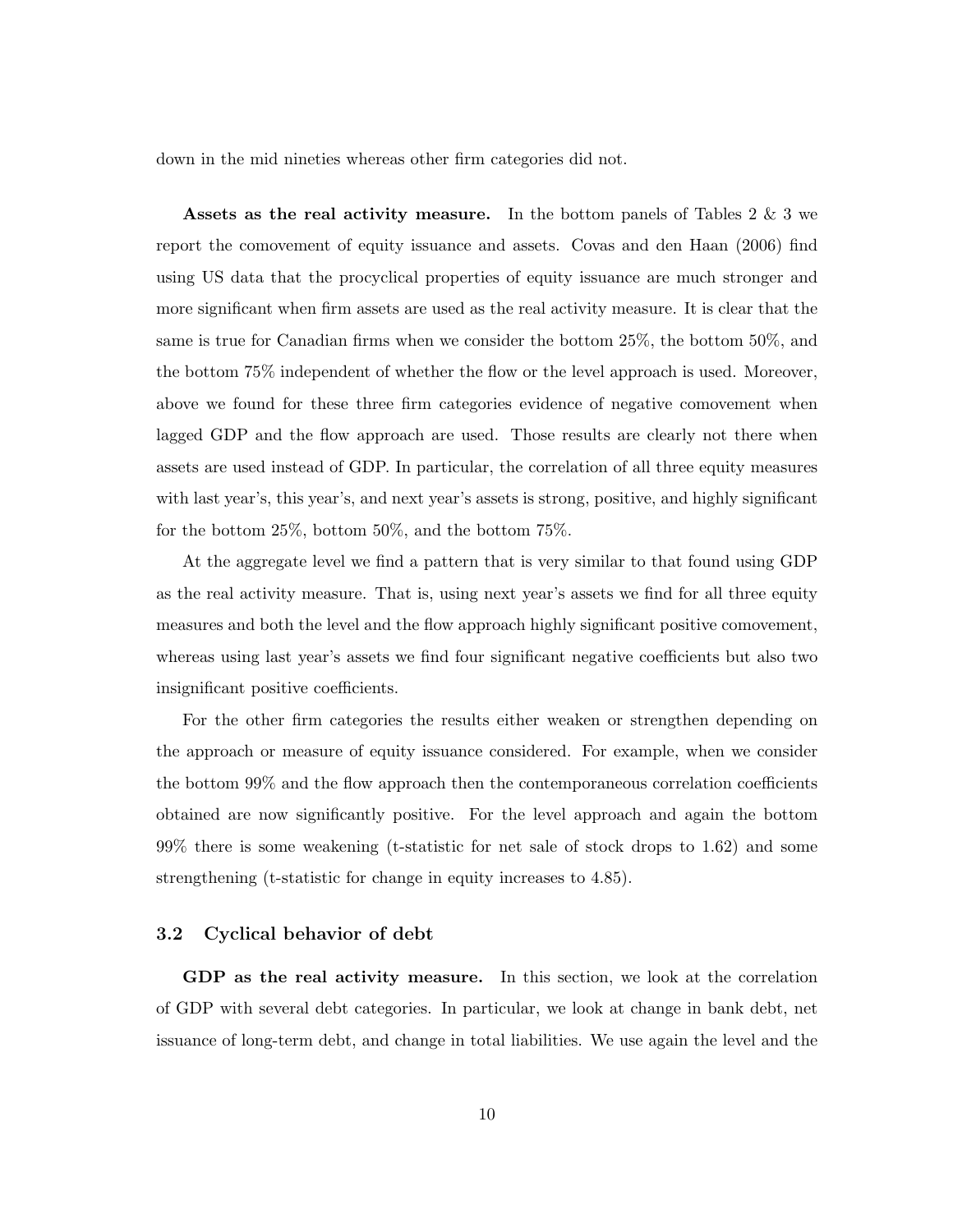down in the mid nineties whereas other firm categories did not.

**Assets as the real activity measure.** In the bottom panels of Tables 2 & 3 we report the comovement of equity issuance and assets. Covas and den Haan (2006) find using US data that the procyclical properties of equity issuance are much stronger and more significant when firm assets are used as the real activity measure. It is clear that the same is true for Canadian firms when we consider the bottom 25%, the bottom 50%, and the bottom 75% independent of whether the flow or the level approach is used. Moreover, above we found for these three firm categories evidence of negative comovement when lagged GDP and the flow approach are used. Those results are clearly not there when assets are used instead of GDP. In particular, the correlation of all three equity measures with last year's, this year's, and next year's assets is strong, positive, and highly significant for the bottom 25%, bottom 50%, and the bottom 75%.

At the aggregate level we find a pattern that is very similar to that found using GDP as the real activity measure. That is, using next year's assets we find for all three equity measures and both the level and the flow approach highly significant positive comovement, whereas using last year's assets we find four significant negative coefficients but also two insignificant positive coefficients.

For the other firm categories the results either weaken or strengthen depending on the approach or measure of equity issuance considered. For example, when we consider the bottom 99% and the flow approach then the contemporaneous correlation coefficients obtained are now significantly positive. For the level approach and again the bottom 99% there is some weakening (t-statistic for net sale of stock drops to 1.62) and some strengthening (t-statistic for change in equity increases to 4.85).

### 3.2 Cyclical behavior of debt

**GDP as the real activity measure.** In this section, we look at the correlation of GDP with several debt categories. In particular, we look at change in bank debt, net issuance of long-term debt, and change in total liabilities. We use again the level and the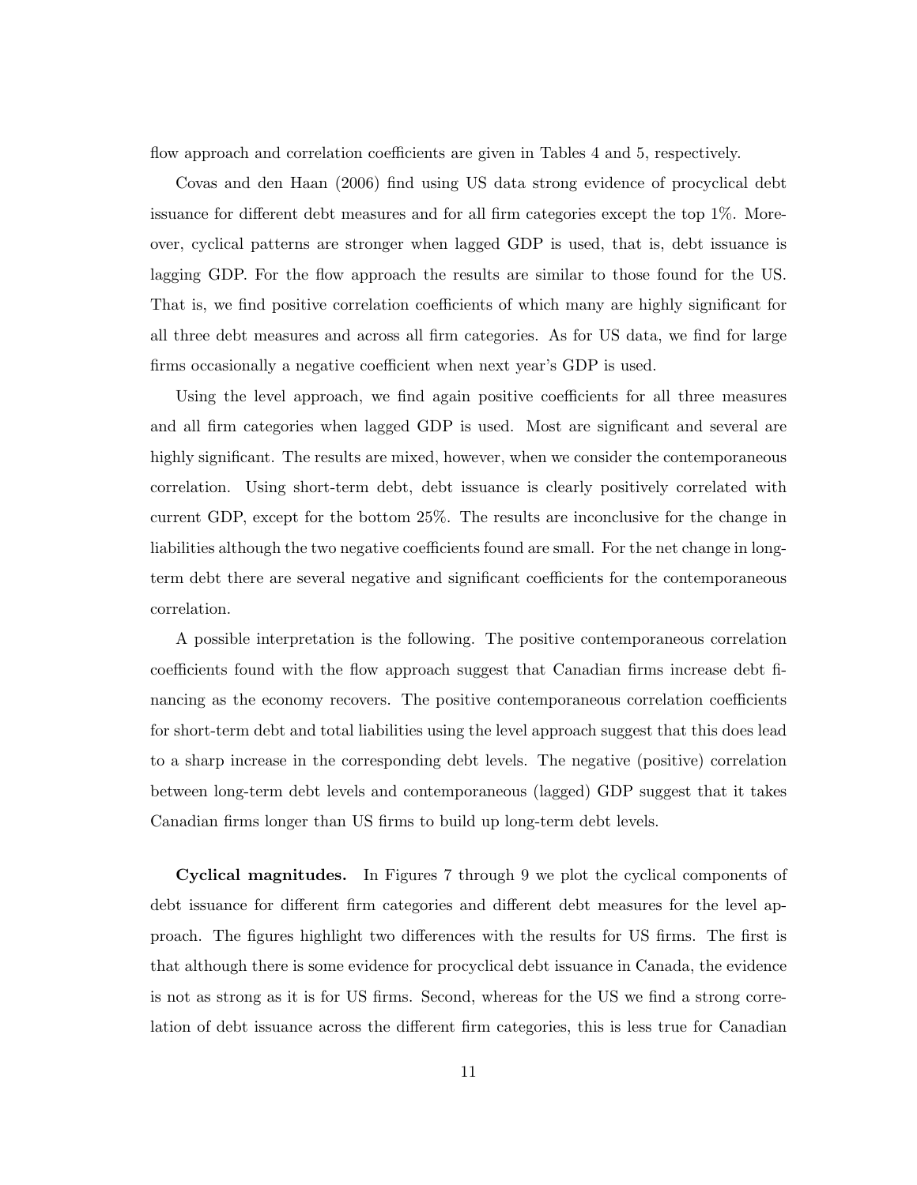flow approach and correlation coefficients are given in Tables 4 and 5, respectively.

Covas and den Haan (2006) find using US data strong evidence of procyclical debt issuance for different debt measures and for all firm categories except the top 1%. Moreover, cyclical patterns are stronger when lagged GDP is used, that is, debt issuance is lagging GDP. For the flow approach the results are similar to those found for the US. That is, we find positive correlation coefficients of which many are highly significant for all three debt measures and across all firm categories. As for US data, we find for large firms occasionally a negative coefficient when next year's GDP is used.

Using the level approach, we find again positive coefficients for all three measures and all firm categories when lagged GDP is used. Most are significant and several are highly significant. The results are mixed, however, when we consider the contemporaneous correlation. Using short-term debt, debt issuance is clearly positively correlated with current GDP, except for the bottom 25%. The results are inconclusive for the change in liabilities although the two negative coefficients found are small. For the net change in long-term debt there are several negative and significant coefficients for the contemporaneous correlation.

A possible interpretation is the following. The positive contemporaneous correlation coefficients found with the flow approach suggest that Canadian firms increase debt financing as the economy recovers. The positive contemporaneous correlation coefficients for short-term debt and total liabilities using the level approach suggest that this does lead to a sharp increase in the corresponding debt levels. The negative (positive) correlation between long-term debt levels and contemporaneous (lagged) GDP suggest that it takes Canadian firms longer than US firms to build up long-term debt levels.

**Cyclical magnitudes.** In Figures 7 through 9 we plot the cyclical components of debt issuance for different firm categories and different debt measures for the level approach. The figures highlight two differences with the results for US firms. The first is that although there is some evidence for procyclical debt issuance in Canada, the evidence is not as strong as it is for US firms. Second, whereas for the US we find a strong correlation of debt issuance across the different firm categories, this is less true for Canadian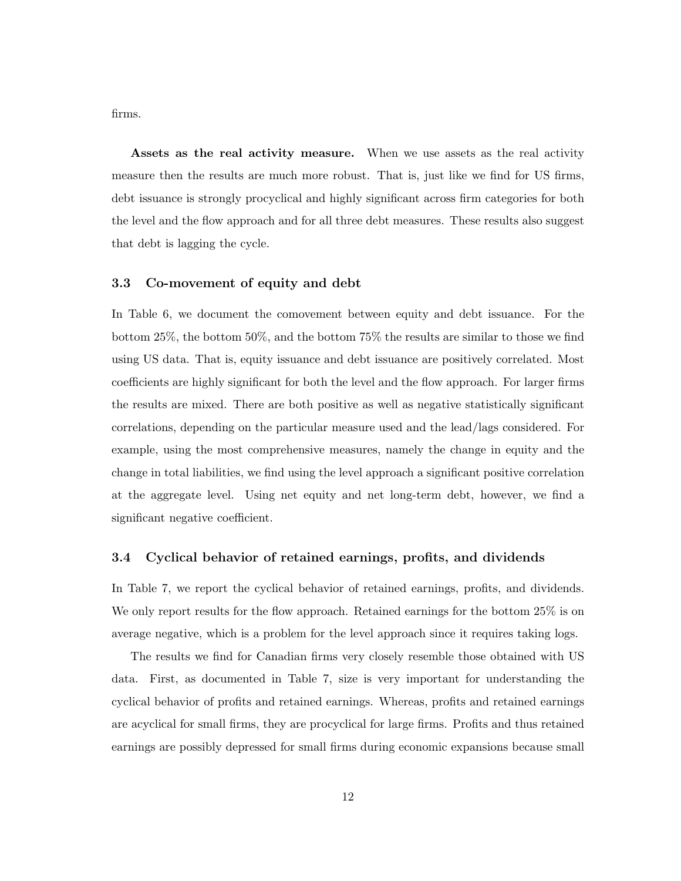firms.

**Assets as the real activity measure.** When we use assets as the real activity measure then the results are much more robust. That is, just like we find for US firms, debt issuance is strongly procyclical and highly significant across firm categories for both the level and the flow approach and for all three debt measures. These results also suggest that debt is lagging the cycle.

### 3.3 Co-movement of equity and debt

In Table 6, we document the comovement between equity and debt issuance. For the bottom 25%, the bottom 50%, and the bottom 75% the results are similar to those we find using US data. That is, equity issuance and debt issuance are positively correlated. Most coefficients are highly significant for both the level and the flow approach. For larger firms the results are mixed. There are both positive as well as negative statistically significant correlations, depending on the particular measure used and the lead/lags considered. For example, using the most comprehensive measures, namely the change in equity and the change in total liabilities, we find using the level approach a significant positive correlation at the aggregate level. Using net equity and net long-term debt, however, we find a significant negative coefficient.

### 3.4 Cyclical behavior of retained earnings, profits, and dividends

In Table 7, we report the cyclical behavior of retained earnings, profits, and dividends. We only report results for the flow approach. Retained earnings for the bottom 25% is on average negative, which is a problem for the level approach since it requires taking logs.

The results we find for Canadian firms very closely resemble those obtained with US data. First, as documented in Table 7, size is very important for understanding the cyclical behavior of profits and retained earnings. Whereas, profits and retained earnings are acyclical for small firms, they are procyclical for large firms. Profits and thus retained earnings are possibly depressed for small firms during economic expansions because small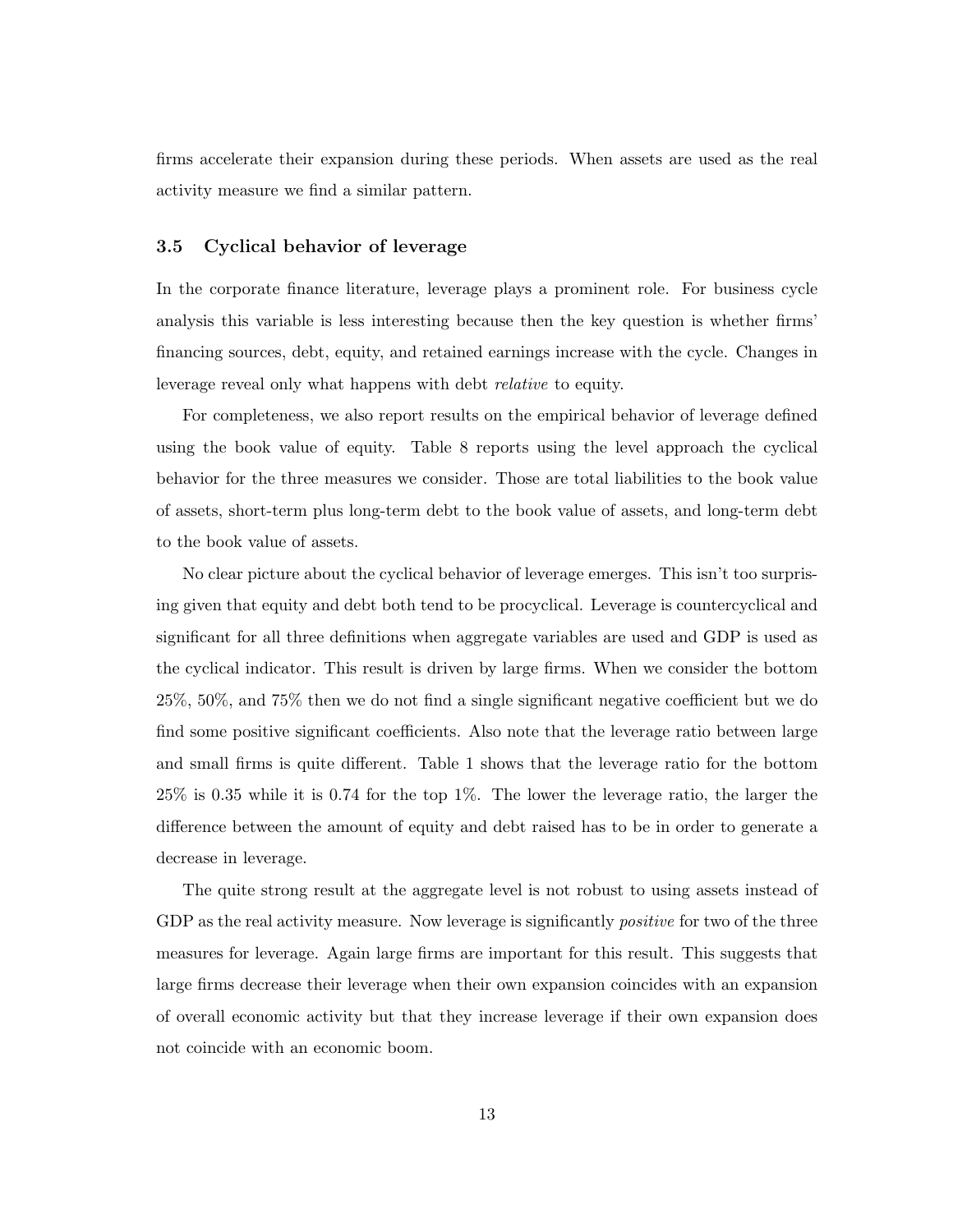firms accelerate their expansion during these periods. When assets are used as the real activity measure we find a similar pattern.

### 3.5 Cyclical behavior of leverage

In the corporate finance literature, leverage plays a prominent role. For business cycle analysis this variable is less interesting because then the key question is whether firms' financing sources, debt, equity, and retained earnings increase with the cycle. Changes in leverage reveal only what happens with debt *relative* to equity.

For completeness, we also report results on the empirical behavior of leverage defined using the book value of equity. Table 8 reports using the level approach the cyclical behavior for the three measures we consider. Those are total liabilities to the book value of assets, short-term plus long-term debt to the book value of assets, and long-term debt to the book value of assets.

No clear picture about the cyclical behavior of leverage emerges. This isn't too surprising given that equity and debt both tend to be procyclical. Leverage is countercyclical and significant for all three definitions when aggregate variables are used and GDP is used as the cyclical indicator. This result is driven by large firms. When we consider the bottom 25%, 50%, and 75% then we do not find a single significant negative coefficient but we do find some positive significant coefficients. Also note that the leverage ratio between large and small firms is quite different. Table 1 shows that the leverage ratio for the bottom 25% is 0.35 while it is 0.74 for the top 1%. The lower the leverage ratio, the larger the difference between the amount of equity and debt raised has to be in order to generate a decrease in leverage.

The quite strong result at the aggregate level is not robust to using assets instead of GDP as the real activity measure. Now leverage is significantly *positive* for two of the three measures for leverage. Again large firms are important for this result. This suggests that large firms decrease their leverage when their own expansion coincides with an expansion of overall economic activity but that they increase leverage if their own expansion does not coincide with an economic boom.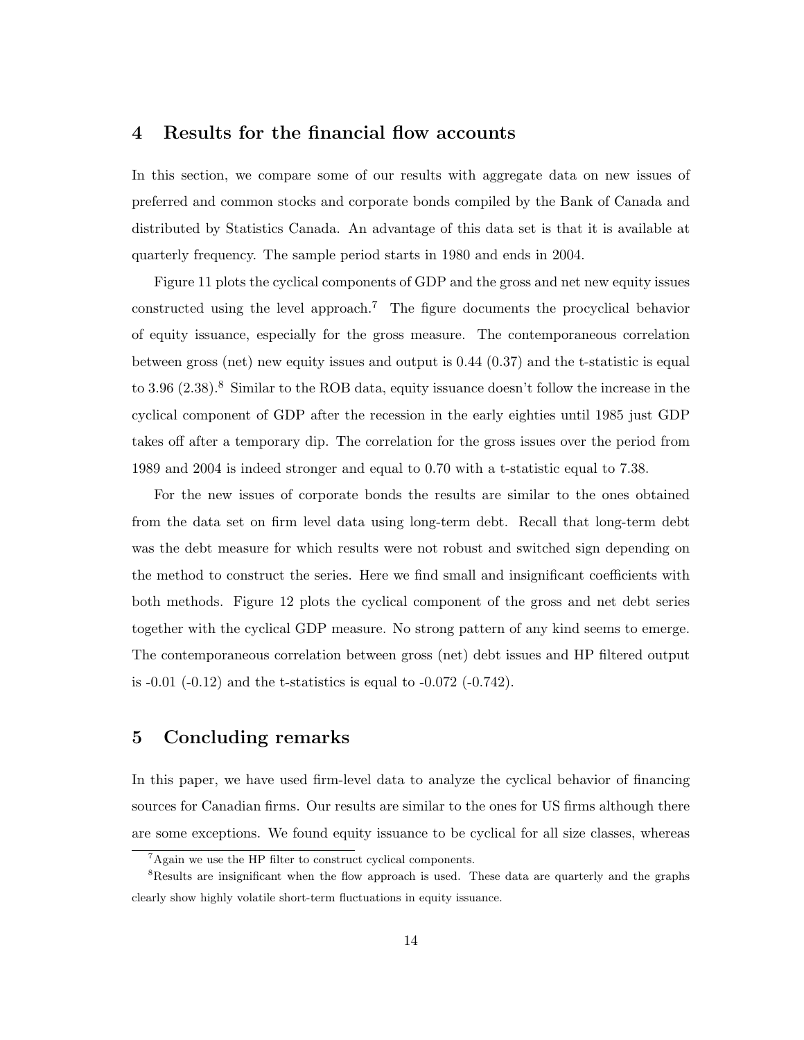## 4 Results for the financial flow accounts

In this section, we compare some of our results with aggregate data on new issues of preferred and common stocks and corporate bonds compiled by the Bank of Canada and distributed by Statistics Canada. An advantage of this data set is that it is available at quarterly frequency. The sample period starts in 1980 and ends in 2004.

Figure 11 plots the cyclical components of GDP and the gross and net new equity issues constructed using the level approach.[7] The figure documents the procyclical behavior of equity issuance, especially for the gross measure. The contemporaneous correlation between gross (net) new equity issues and output is 0.44 (0.37) and the t-statistic is equal to 3.96 (2.38).[8] Similar to the ROB data, equity issuance doesn't follow the increase in the cyclical component of GDP after the recession in the early eighties until 1985 just GDP takes off after a temporary dip. The correlation for the gross issues over the period from 1989 and 2004 is indeed stronger and equal to 0.70 with a t-statistic equal to 7.38.

For the new issues of corporate bonds the results are similar to the ones obtained from the data set on firm level data using long-term debt. Recall that long-term debt was the debt measure for which results were not robust and switched sign depending on the method to construct the series. Here we find small and insignificant coefficients with both methods. Figure 12 plots the cyclical component of the gross and net debt series together with the cyclical GDP measure. No strong pattern of any kind seems to emerge. The contemporaneous correlation between gross (net) debt issues and HP filtered output is -0.01 (-0.12) and the t-statistics is equal to -0.072 (-0.742).

## 5 Concluding remarks

In this paper, we have used firm-level data to analyze the cyclical behavior of financing sources for Canadian firms. Our results are similar to the ones for US firms although there are some exceptions. We found equity issuance to be cyclical for all size classes, whereas

[7] Again we use the HP filter to construct cyclical components.

[8] Results are insignificant when the flow approach is used. These data are quarterly and the graphs clearly show highly volatile short-term fluctuations in equity issuance.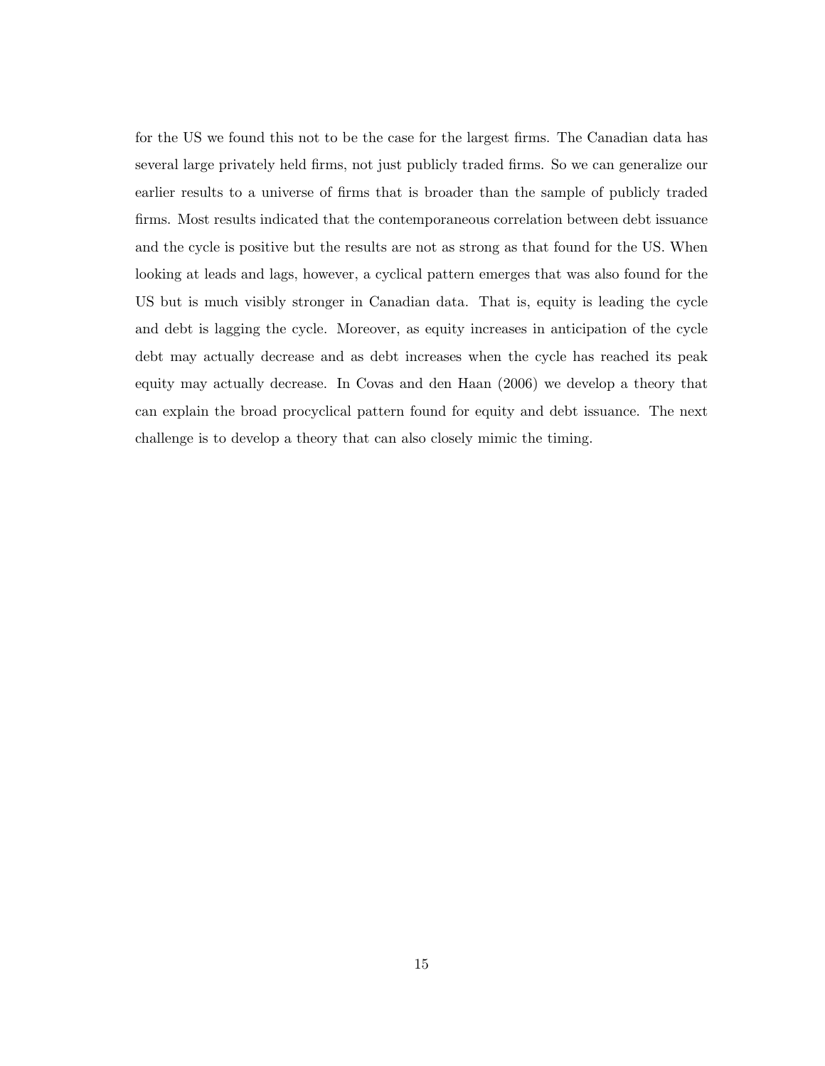for the US we found this not to be the case for the largest firms. The Canadian data has several large privately held firms, not just publicly traded firms. So we can generalize our earlier results to a universe of firms that is broader than the sample of publicly traded firms. Most results indicated that the contemporaneous correlation between debt issuance and the cycle is positive but the results are not as strong as that found for the US. When looking at leads and lags, however, a cyclical pattern emerges that was also found for the US but is much visibly stronger in Canadian data. That is, equity is leading the cycle and debt is lagging the cycle. Moreover, as equity increases in anticipation of the cycle debt may actually decrease and as debt increases when the cycle has reached its peak equity may actually decrease. In Covas and den Haan (2006) we develop a theory that can explain the broad procyclical pattern found for equity and debt issuance. The next challenge is to develop a theory that can also closely mimic the timing.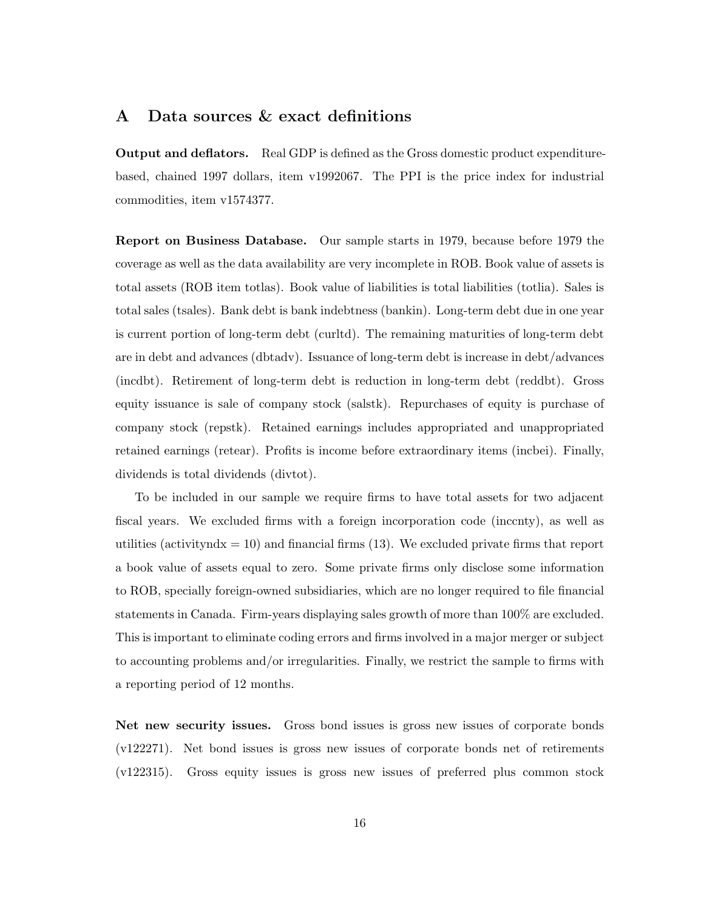# A Data sources & exact definitions

**Output and deflators.** Real GDP is defined as the Gross domestic product expenditure-based, chained 1997 dollars, item v1992067. The PPI is the price index for industrial commodities, item v1574377.

**Report on Business Database.** Our sample starts in 1979, because before 1979 the coverage as well as the data availability are very incomplete in ROB. Book value of assets is total assets (ROB item totlas). Book value of liabilities is total liabilities (totlia). Sales is total sales (tsales). Bank debt is bank indebtness (bankin). Long-term debt due in one year is current portion of long-term debt (curltd). The remaining maturities of long-term debt are in debt and advances (dbtadv). Issuance of long-term debt is increase in debt/advances (incdbt). Retirement of long-term debt is reduction in long-term debt (reddbt). Gross equity issuance is sale of company stock (salstk). Repurchases of equity is purchase of company stock (repstk). Retained earnings includes appropriated and unappropriated retained earnings (retear). Profits is income before extraordinary items (incbei). Finally, dividends is total dividends (divtot).

To be included in our sample we require firms to have total assets for two adjacent fiscal years. We excluded firms with a foreign incorporation code (inccnty), as well as utilities (activityndx = 10) and financial firms (13). We excluded private firms that report a book value of assets equal to zero. Some private firms only disclose some information to ROB, specially foreign-owned subsidiaries, which are no longer required to file financial statements in Canada. Firm-years displaying sales growth of more than 100% are excluded. This is important to eliminate coding errors and firms involved in a major merger or subject to accounting problems and/or irregularities. Finally, we restrict the sample to firms with a reporting period of 12 months.

**Net new security issues.** Gross bond issues is gross new issues of corporate bonds (v122271). Net bond issues is gross new issues of corporate bonds net of retirements (v122315). Gross equity issues is gross new issues of preferred plus common stock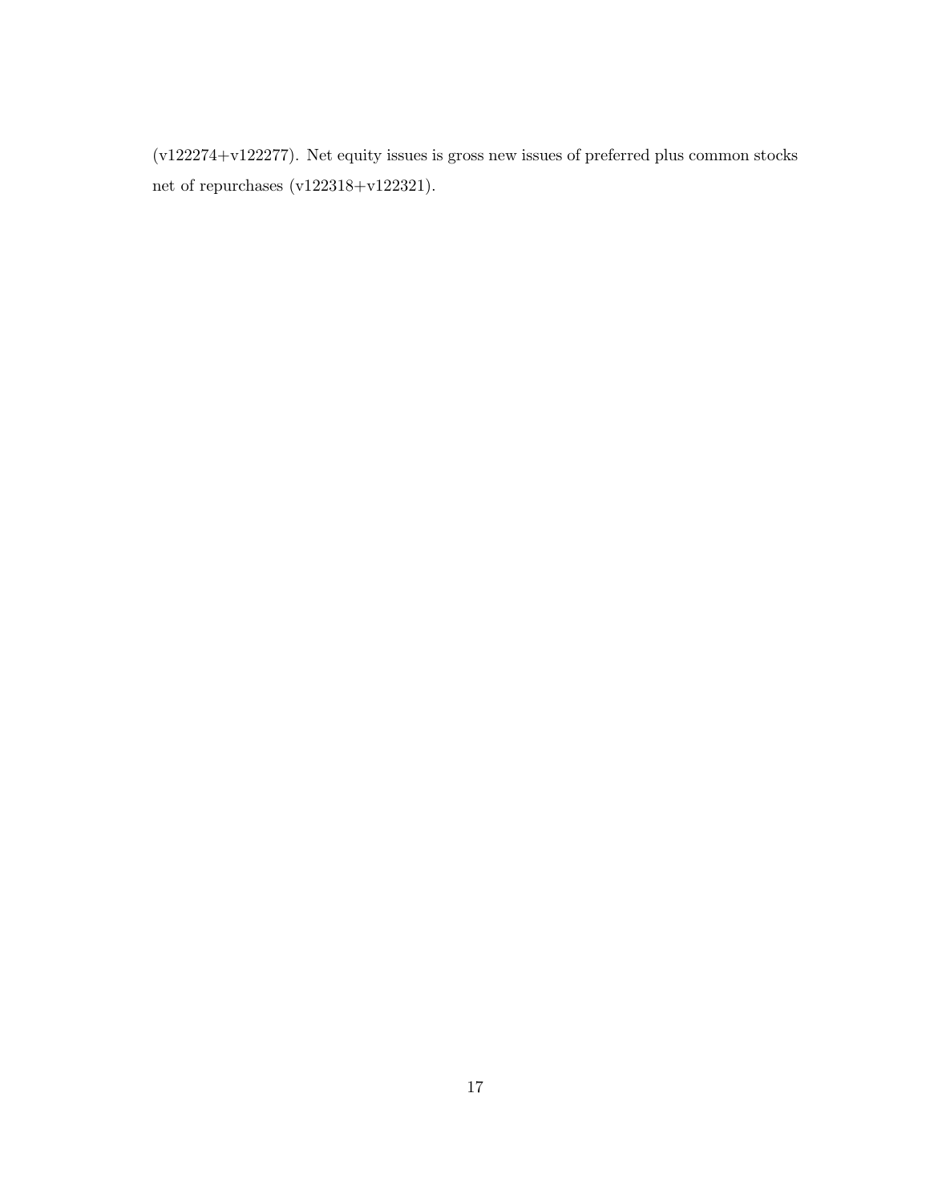(v122274+v122277). Net equity issues is gross new issues of preferred plus common stocks net of repurchases (v122318+v122321).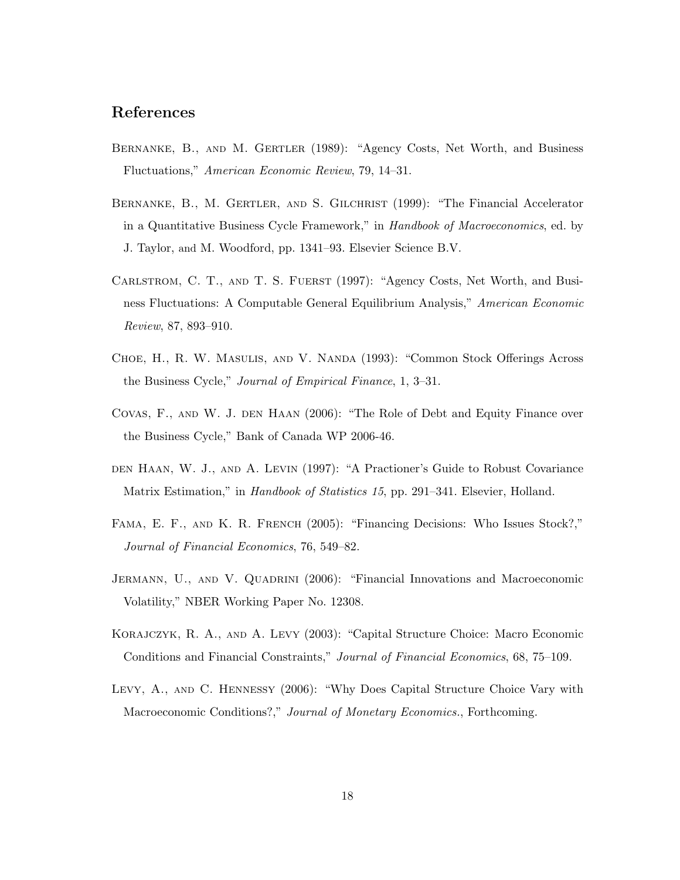## References

Bernanke, B., and M. Gertler (1989): "Agency Costs, Net Worth, and Business Fluctuations," *American Economic Review*, 79, 14–31.

Bernanke, B., M. Gertler, and S. Gilchrist (1999): "The Financial Accelerator in a Quantitative Business Cycle Framework," in *Handbook of Macroeconomics*, ed. by J. Taylor, and M. Woodford, pp. 1341–93. Elsevier Science B.V.

Carlstrom, C. T., and T. S. Fuerst (1997): "Agency Costs, Net Worth, and Business Fluctuations: A Computable General Equilibrium Analysis," *American Economic Review*, 87, 893–910.

Choe, H., R. W. Masulis, and V. Nanda (1993): "Common Stock Offerings Across the Business Cycle," *Journal of Empirical Finance*, 1, 3–31.

Covas, F., and W. J. den Haan (2006): "The Role of Debt and Equity Finance over the Business Cycle," Bank of Canada WP 2006-46.

den Haan, W. J., and A. Levin (1997): "A Practioner's Guide to Robust Covariance Matrix Estimation," in *Handbook of Statistics 15*, pp. 291–341. Elsevier, Holland.

Fama, E. F., and K. R. French (2005): "Financing Decisions: Who Issues Stock?," *Journal of Financial Economics*, 76, 549–82.

Jermann, U., and V. Quadrini (2006): "Financial Innovations and Macroeconomic Volatility," NBER Working Paper No. 12308.

Korajczyk, R. A., and A. Levy (2003): "Capital Structure Choice: Macro Economic Conditions and Financial Constraints," *Journal of Financial Economics*, 68, 75–109.

Levy, A., and C. Hennessy (2006): "Why Does Capital Structure Choice Vary with Macroeconomic Conditions?," *Journal of Monetary Economics.*, Forthcoming.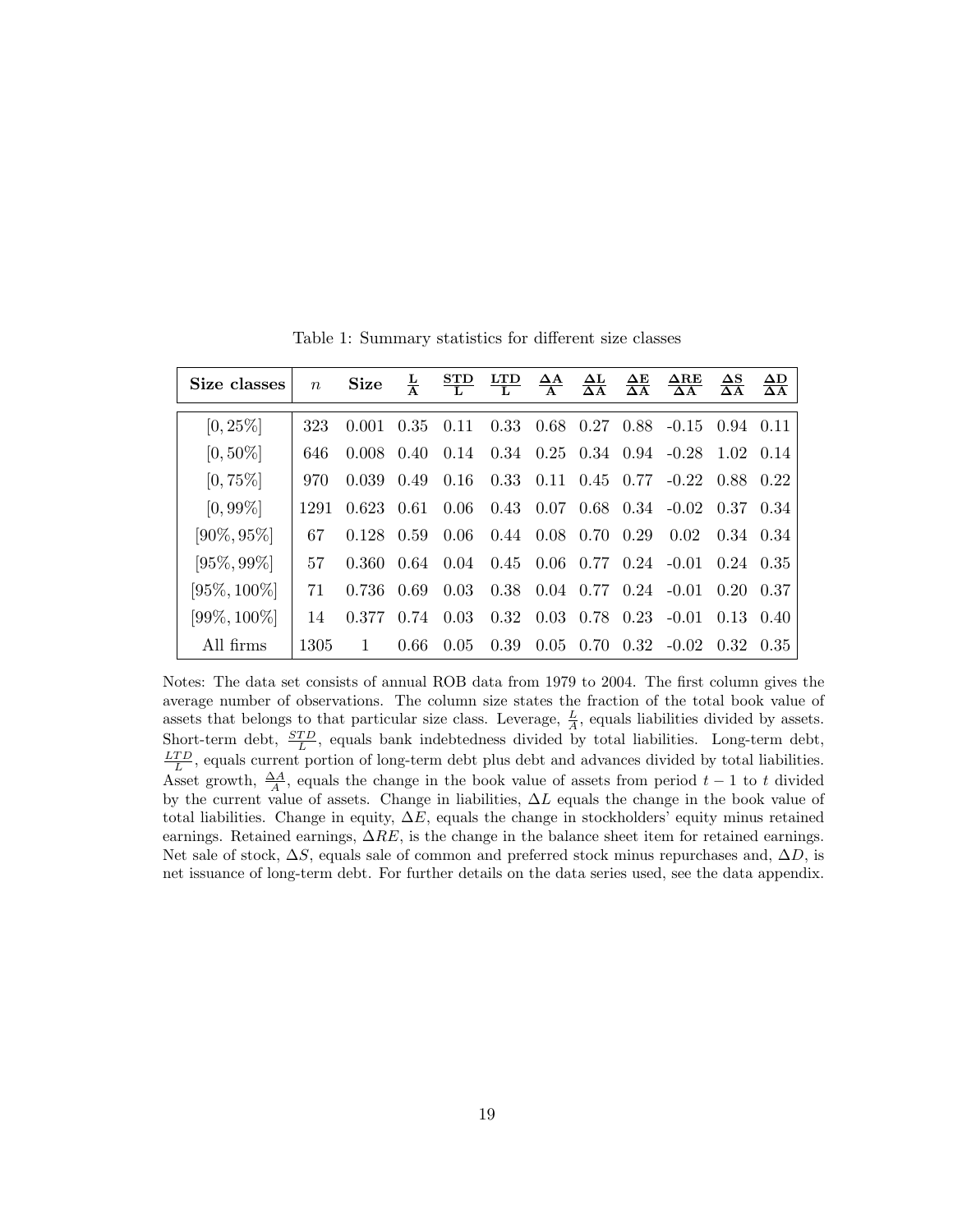Table 1: Summary statistics for different size classes

| **Size classes** | $n$ | **Size** | $\frac{\mathbf{L}}{\mathbf{A}}$ | $\frac{\mathbf{STD}}{\mathbf{L}}$ | $\frac{\mathbf{LTD}}{\mathbf{L}}$ | $\frac{\mathbf{\Delta A}}{\mathbf{A}}$ | $\frac{\mathbf{\Delta L}}{\mathbf{\Delta A}}$ | $\frac{\mathbf{\Delta E}}{\mathbf{\Delta A}}$ | $\frac{\mathbf{\Delta RE}}{\mathbf{\Delta A}}$ | $\frac{\mathbf{\Delta S}}{\mathbf{\Delta A}}$ | $\frac{\mathbf{\Delta D}}{\mathbf{\Delta A}}$ |
|---|---|---|---|---|---|---|---|---|---|---|---|
| $[0, 25\%]$ | 323 | 0.001 | 0.35 | 0.11 | 0.33 | 0.68 | 0.27 | 0.88 | -0.15 | 0.94 | 0.11 |
| $[0, 50\%]$ | 646 | 0.008 | 0.40 | 0.14 | 0.34 | 0.25 | 0.34 | 0.94 | -0.28 | 1.02 | 0.14 |
| $[0, 75\%]$ | 970 | 0.039 | 0.49 | 0.16 | 0.33 | 0.11 | 0.45 | 0.77 | -0.22 | 0.88 | 0.22 |
| $[0, 99\%]$ | 1291 | 0.623 | 0.61 | 0.06 | 0.43 | 0.07 | 0.68 | 0.34 | -0.02 | 0.37 | 0.34 |
| $[90\%, 95\%]$ | 67 | 0.128 | 0.59 | 0.06 | 0.44 | 0.08 | 0.70 | 0.29 | 0.02 | 0.34 | 0.34 |
| $[95\%, 99\%]$ | 57 | 0.360 | 0.64 | 0.04 | 0.45 | 0.06 | 0.77 | 0.24 | -0.01 | 0.24 | 0.35 |
| $[95\%, 100\%]$ | 71 | 0.736 | 0.69 | 0.03 | 0.38 | 0.04 | 0.77 | 0.24 | -0.01 | 0.20 | 0.37 |
| $[99\%, 100\%]$ | 14 | 0.377 | 0.74 | 0.03 | 0.32 | 0.03 | 0.78 | 0.23 | -0.01 | 0.13 | 0.40 |
| All firms | 1305 | 1 | 0.66 | 0.05 | 0.39 | 0.05 | 0.70 | 0.32 | -0.02 | 0.32 | 0.35 |

Notes: The data set consists of annual ROB data from 1979 to 2004. The first column gives the average number of observations. The column size states the fraction of the total book value of assets that belongs to that particular size class. Leverage, $\frac{L}{A}$, equals liabilities divided by assets. Short-term debt, $\frac{STD}{L}$, equals bank indebtedness divided by total liabilities. Long-term debt, $\frac{LTD}{L}$, equals current portion of long-term debt plus debt and advances divided by total liabilities. Asset growth, $\frac{\Delta A}{A}$, equals the change in the book value of assets from period $t-1$ to $t$ divided by the current value of assets. Change in liabilities, $\Delta L$ equals the change in the book value of total liabilities. Change in equity, $\Delta E$, equals the change in stockholders' equity minus retained earnings. Retained earnings, $\Delta RE$, is the change in the balance sheet item for retained earnings. Net sale of stock, $\Delta S$, equals sale of common and preferred stock minus repurchases and, $\Delta D$, is net issuance of long-term debt. For further details on the data series used, see the data appendix.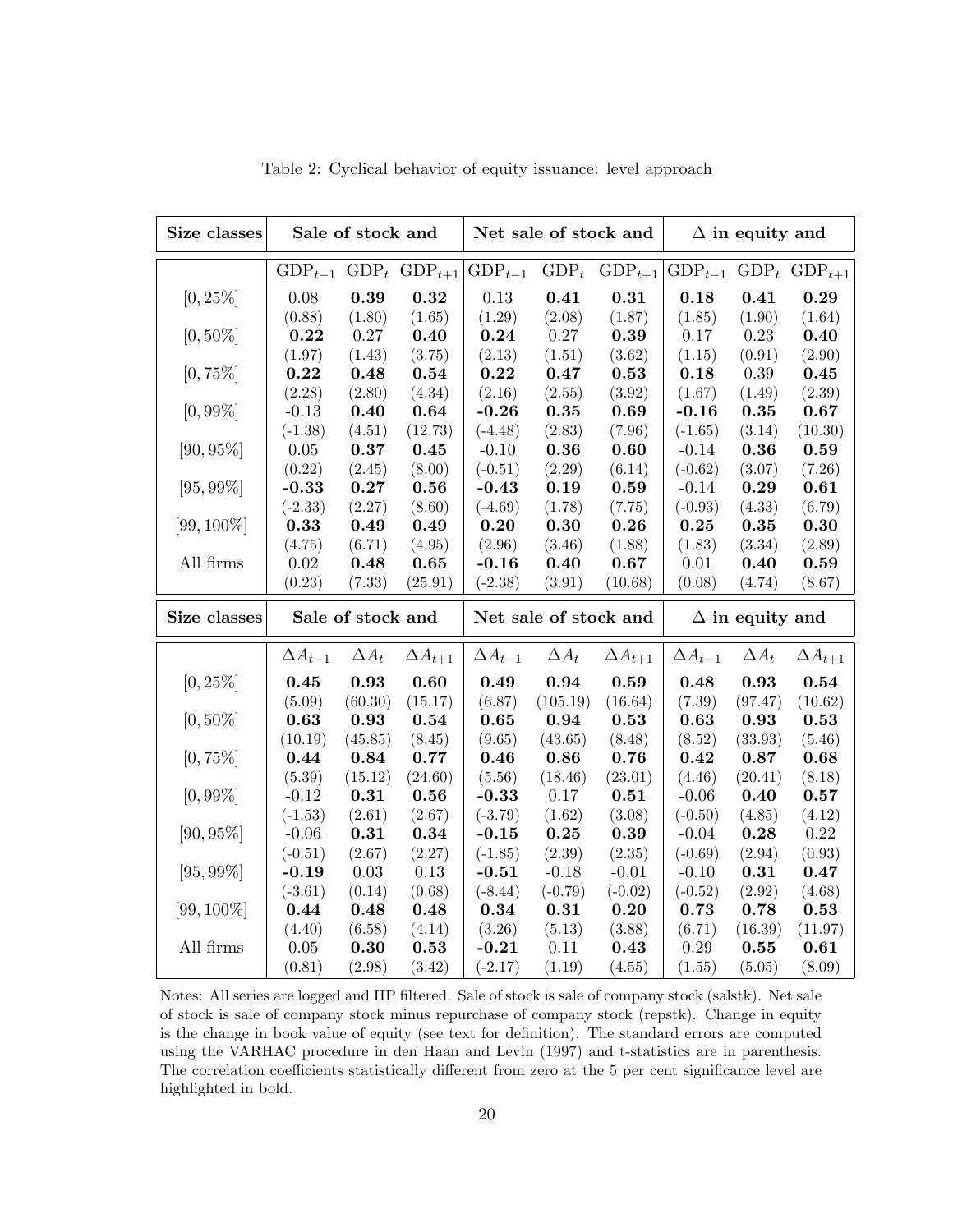Table 2: Cyclical behavior of equity issuance: level approach

| **Size classes** | **Sale of stock and** | | | **Net sale of stock and** | | | **$\Delta$ in equity and** | | |
|---|---|---|---|---|---|---|---|---|---|
| | $\text{GDP}_{t-1}$ | $\text{GDP}_t$ | $\text{GDP}_{t+1}$ | $\text{GDP}_{t-1}$ | $\text{GDP}_t$ | $\text{GDP}_{t+1}$ | $\text{GDP}_{t-1}$ | $\text{GDP}_t$ | $\text{GDP}_{t+1}$ |
| $[0, 25\%]$ | 0.08 | **0.39** | **0.32** | 0.13 | **0.41** | **0.31** | **0.18** | **0.41** | **0.29** |
| | (0.88) | (1.80) | (1.65) | (1.29) | (2.08) | (1.87) | (1.85) | (1.90) | (1.64) |
| $[0, 50\%]$ | **0.22** | 0.27 | **0.40** | **0.24** | 0.27 | **0.39** | 0.17 | 0.23 | **0.40** |
| | (1.97) | (1.43) | (3.75) | (2.13) | (1.51) | (3.62) | (1.15) | (0.91) | (2.90) |
| $[0, 75\%]$ | **0.22** | **0.48** | **0.54** | **0.22** | **0.47** | **0.53** | **0.18** | 0.39 | **0.45** |
| | (2.28) | (2.80) | (4.34) | (2.16) | (2.55) | (3.92) | (1.67) | (1.49) | (2.39) |
| $[0, 99\%]$ | -0.13 | **0.40** | **0.64** | **-0.26** | **0.35** | **0.69** | **-0.16** | **0.35** | **0.67** |
| | (-1.38) | (4.51) | (12.73) | (-4.48) | (2.83) | (7.96) | (-1.65) | (3.14) | (10.30) |
| $[90, 95\%]$ | 0.05 | **0.37** | **0.45** | -0.10 | **0.36** | **0.60** | -0.14 | **0.36** | **0.59** |
| | (0.22) | (2.45) | (8.00) | (-0.51) | (2.29) | (6.14) | (-0.62) | (3.07) | (7.26) |
| $[95, 99\%]$ | **-0.33** | **0.27** | **0.56** | **-0.43** | **0.19** | **0.59** | -0.14 | **0.29** | **0.61** |
| | (-2.33) | (2.27) | (8.60) | (-4.69) | (1.78) | (7.75) | (-0.93) | (4.33) | (6.79) |
| $[99, 100\%]$ | **0.33** | **0.49** | **0.49** | **0.20** | **0.30** | **0.26** | **0.25** | **0.35** | **0.30** |
| | (4.75) | (6.71) | (4.95) | (2.96) | (3.46) | (1.88) | (1.83) | (3.34) | (2.89) |
| All firms | 0.02 | **0.48** | **0.65** | **-0.16** | **0.40** | **0.67** | 0.01 | **0.40** | **0.59** |
| | (0.23) | (7.33) | (25.91) | (-2.38) | (3.91) | (10.68) | (0.08) | (4.74) | (8.67) |
| **Size classes** | **Sale of stock and** | | | **Net sale of stock and** | | | **$\Delta$ in equity and** | | |
| | $\Delta A_{t-1}$ | $\Delta A_t$ | $\Delta A_{t+1}$ | $\Delta A_{t-1}$ | $\Delta A_t$ | $\Delta A_{t+1}$ | $\Delta A_{t-1}$ | $\Delta A_t$ | $\Delta A_{t+1}$ |
| $[0, 25\%]$ | **0.45** | **0.93** | **0.60** | **0.49** | **0.94** | **0.59** | **0.48** | **0.93** | **0.54** |
| | (5.09) | (60.30) | (15.17) | (6.87) | (105.19) | (16.64) | (7.39) | (97.47) | (10.62) |
| $[0, 50\%]$ | **0.63** | **0.93** | **0.54** | **0.65** | **0.94** | **0.53** | **0.63** | **0.93** | **0.53** |
| | (10.19) | (45.85) | (8.45) | (9.65) | (43.65) | (8.48) | (8.52) | (33.93) | (5.46) |
| $[0, 75\%]$ | **0.44** | **0.84** | **0.77** | **0.46** | **0.86** | **0.76** | **0.42** | **0.87** | **0.68** |
| | (5.39) | (15.12) | (24.60) | (5.56) | (18.46) | (23.01) | (4.46) | (20.41) | (8.18) |
| $[0, 99\%]$ | -0.12 | **0.31** | **0.56** | **-0.33** | 0.17 | **0.51** | -0.06 | **0.40** | **0.57** |
| | (-1.53) | (2.61) | (2.67) | (-3.79) | (1.62) | (3.08) | (-0.50) | (4.85) | (4.12) |
| $[90, 95\%]$ | -0.06 | **0.31** | **0.34** | **-0.15** | **0.25** | **0.39** | -0.04 | **0.28** | 0.22 |
| | (-0.51) | (2.67) | (2.27) | (-1.85) | (2.39) | (2.35) | (-0.69) | (2.94) | (0.93) |
| $[95, 99\%]$ | **-0.19** | 0.03 | 0.13 | **-0.51** | -0.18 | -0.01 | -0.10 | **0.31** | **0.47** |
| | (-3.61) | (0.14) | (0.68) | (-8.44) | (-0.79) | (-0.02) | (-0.52) | (2.92) | (4.68) |
| $[99, 100\%]$ | **0.44** | **0.48** | **0.48** | **0.34** | **0.31** | **0.20** | **0.73** | **0.78** | **0.53** |
| | (4.40) | (6.58) | (4.14) | (3.26) | (5.13) | (3.88) | (6.71) | (16.39) | (11.97) |
| All firms | 0.05 | **0.30** | **0.53** | **-0.21** | 0.11 | **0.43** | 0.29 | **0.55** | **0.61** |
| | (0.81) | (2.98) | (3.42) | (-2.17) | (1.19) | (4.55) | (1.55) | (5.05) | (8.09) |

Notes: All series are logged and HP filtered. Sale of stock is sale of company stock (salstk). Net sale of stock is sale of company stock minus repurchase of company stock (repstk). Change in equity is the change in book value of equity (see text for definition). The standard errors are computed using the VARHAC procedure in den Haan and Levin (1997) and t-statistics are in parenthesis. The correlation coefficients statistically different from zero at the 5 per cent significance level are highlighted in bold.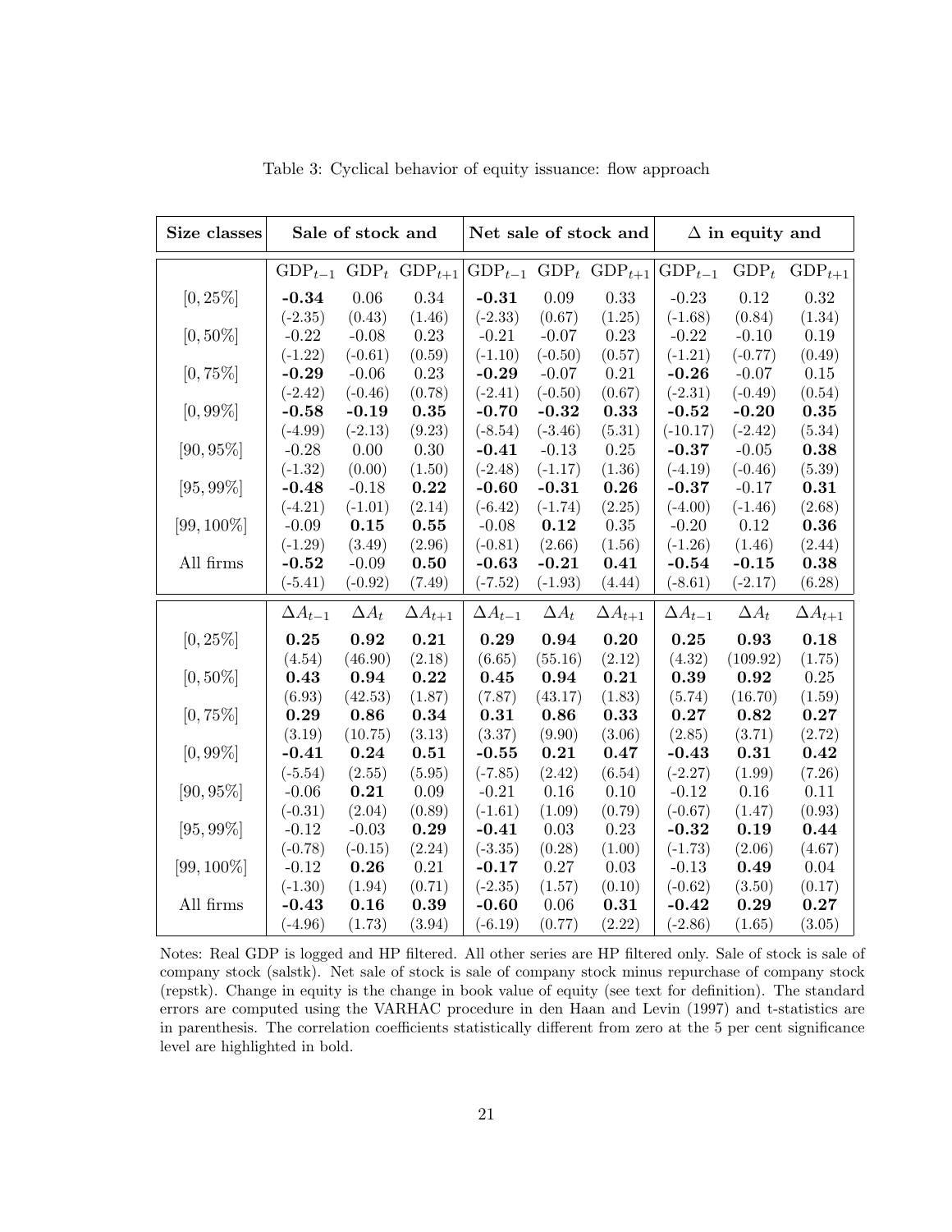Table 3: Cyclical behavior of equity issuance: flow approach

| Size classes | Sale of stock and | | | Net sale of stock and | | | $\Delta$ in equity and | | |
|---|---|---|---|---|---|---|---|---|---|
| | $GDP_{t-1}$ | $GDP_t$ | $GDP_{t+1}$ | $GDP_{t-1}$ | $GDP_t$ | $GDP_{t+1}$ | $GDP_{t-1}$ | $GDP_t$ | $GDP_{t+1}$ |
| $[0, 25\%]$ | **-0.34** | 0.06 | 0.34 | **-0.31** | 0.09 | 0.33 | -0.23 | 0.12 | 0.32 |
| | (-2.35) | (0.43) | (1.46) | (-2.33) | (0.67) | (1.25) | (-1.68) | (0.84) | (1.34) |
| $[0, 50\%]$ | -0.22 | -0.08 | 0.23 | -0.21 | -0.07 | 0.23 | -0.22 | -0.10 | 0.19 |
| | (-1.22) | (-0.61) | (0.59) | (-1.10) | (-0.50) | (0.57) | (-1.21) | (-0.77) | (0.49) |
| $[0, 75\%]$ | **-0.29** | -0.06 | 0.23 | **-0.29** | -0.07 | 0.21 | **-0.26** | -0.07 | 0.15 |
| | (-2.42) | (-0.46) | (0.78) | (-2.41) | (-0.50) | (0.67) | (-2.31) | (-0.49) | (0.54) |
| $[0, 99\%]$ | **-0.58** | **-0.19** | **0.35** | **-0.70** | **-0.32** | **0.33** | **-0.52** | **-0.20** | **0.35** |
| | (-4.99) | (-2.13) | (9.23) | (-8.54) | (-3.46) | (5.31) | (-10.17) | (-2.42) | (5.34) |
| $[90, 95\%]$ | -0.28 | 0.00 | 0.30 | **-0.41** | -0.13 | 0.25 | **-0.37** | -0.05 | **0.38** |
| | (-1.32) | (0.00) | (1.50) | (-2.48) | (-1.17) | (1.36) | (-4.19) | (-0.46) | (5.39) |
| $[95, 99\%]$ | **-0.48** | -0.18 | **0.22** | **-0.60** | **-0.31** | **0.26** | **-0.37** | -0.17 | **0.31** |
| | (-4.21) | (-1.01) | (2.14) | (-6.42) | (-1.74) | (2.25) | (-4.00) | (-1.46) | (2.68) |
| $[99, 100\%]$ | -0.09 | **0.15** | **0.55** | -0.08 | **0.12** | 0.35 | -0.20 | 0.12 | **0.36** |
| | (-1.29) | (3.49) | (2.96) | (-0.81) | (2.66) | (1.56) | (-1.26) | (1.46) | (2.44) |
| All firms | **-0.52** | -0.09 | **0.50** | **-0.63** | **-0.21** | **0.41** | **-0.54** | **-0.15** | **0.38** |
| | (-5.41) | (-0.92) | (7.49) | (-7.52) | (-1.93) | (4.44) | (-8.61) | (-2.17) | (6.28) |
| | $\Delta A_{t-1}$ | $\Delta A_t$ | $\Delta A_{t+1}$ | $\Delta A_{t-1}$ | $\Delta A_t$ | $\Delta A_{t+1}$ | $\Delta A_{t-1}$ | $\Delta A_t$ | $\Delta A_{t+1}$ |
| $[0, 25\%]$ | **0.25** | **0.92** | **0.21** | **0.29** | **0.94** | **0.20** | **0.25** | **0.93** | **0.18** |
| | (4.54) | (46.90) | (2.18) | (6.65) | (55.16) | (2.12) | (4.32) | (109.92) | (1.75) |
| $[0, 50\%]$ | **0.43** | **0.94** | **0.22** | **0.45** | **0.94** | **0.21** | **0.39** | **0.92** | 0.25 |
| | (6.93) | (42.53) | (1.87) | (7.87) | (43.17) | (1.83) | (5.74) | (16.70) | (1.59) |
| $[0, 75\%]$ | **0.29** | **0.86** | **0.34** | **0.31** | **0.86** | **0.33** | **0.27** | **0.82** | **0.27** |
| | (3.19) | (10.75) | (3.13) | (3.37) | (9.90) | (3.06) | (2.85) | (3.71) | (2.72) |
| $[0, 99\%]$ | **-0.41** | **0.24** | **0.51** | **-0.55** | **0.21** | **0.47** | **-0.43** | **0.31** | **0.42** |
| | (-5.54) | (2.55) | (5.95) | (-7.85) | (2.42) | (6.54) | (-2.27) | (1.99) | (7.26) |
| $[90, 95\%]$ | -0.06 | **0.21** | 0.09 | -0.21 | 0.16 | 0.10 | -0.12 | 0.16 | 0.11 |
| | (-0.31) | (2.04) | (0.89) | (-1.61) | (1.09) | (0.79) | (-0.67) | (1.47) | (0.93) |
| $[95, 99\%]$ | -0.12 | -0.03 | **0.29** | **-0.41** | 0.03 | 0.23 | **-0.32** | **0.19** | **0.44** |
| | (-0.78) | (-0.15) | (2.24) | (-3.35) | (0.28) | (1.00) | (-1.73) | (2.06) | (4.67) |
| $[99, 100\%]$ | -0.12 | **0.26** | 0.21 | **-0.17** | 0.27 | 0.03 | -0.13 | **0.49** | 0.04 |
| | (-1.30) | (1.94) | (0.71) | (-2.35) | (1.57) | (0.10) | (-0.62) | (3.50) | (0.17) |
| All firms | **-0.43** | **0.16** | **0.39** | **-0.60** | 0.06 | **0.31** | **-0.42** | **0.29** | **0.27** |
| | (-4.96) | (1.73) | (3.94) | (-6.19) | (0.77) | (2.22) | (-2.86) | (1.65) | (3.05) |

Notes: Real GDP is logged and HP filtered. All other series are HP filtered only. Sale of stock is sale of company stock (salstk). Net sale of stock is sale of company stock minus repurchase of company stock (repstk). Change in equity is the change in book value of equity (see text for definition). The standard errors are computed using the VARHAC procedure in den Haan and Levin (1997) and t-statistics are in parenthesis. The correlation coefficients statistically different from zero at the 5 per cent significance level are highlighted in bold.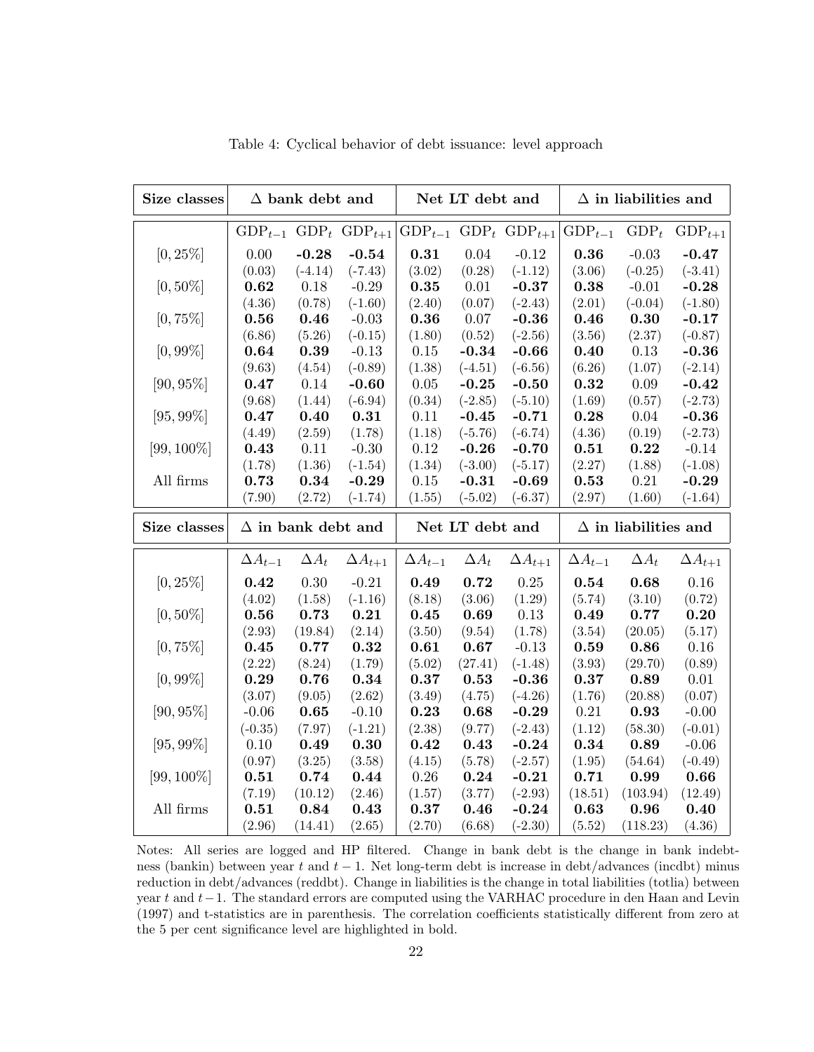Table 4: Cyclical behavior of debt issuance: level approach

| **Size classes** | **Δ bank debt and** | | | **Net LT debt and** | | | **Δ in liabilities and** | | |
|---|---|---|---|---|---|---|---|---|---|
| | $\text{GDP}_{t-1}$ | $\text{GDP}_t$ | $\text{GDP}_{t+1}$ | $\text{GDP}_{t-1}$ | $\text{GDP}_t$ | $\text{GDP}_{t+1}$ | $\text{GDP}_{t-1}$ | $\text{GDP}_t$ | $\text{GDP}_{t+1}$ |
| $[0, 25\%]$ | 0.00 | **-0.28** | **-0.54** | **0.31** | 0.04 | -0.12 | **0.36** | -0.03 | **-0.47** |
| | (0.03) | (-4.14) | (-7.43) | (3.02) | (0.28) | (-1.12) | (3.06) | (-0.25) | (-3.41) |
| $[0, 50\%]$ | **0.62** | 0.18 | -0.29 | **0.35** | 0.01 | **-0.37** | **0.38** | -0.01 | **-0.28** |
| | (4.36) | (0.78) | (-1.60) | (2.40) | (0.07) | (-2.43) | (2.01) | (-0.04) | (-1.80) |
| $[0, 75\%]$ | **0.56** | **0.46** | -0.03 | **0.36** | 0.07 | **-0.36** | **0.46** | **0.30** | **-0.17** |
| | (6.86) | (5.26) | (-0.15) | (1.80) | (0.52) | (-2.56) | (3.56) | (2.37) | (-0.87) |
| $[0, 99\%]$ | **0.64** | **0.39** | -0.13 | 0.15 | **-0.34** | **-0.66** | **0.40** | 0.13 | **-0.36** |
| | (9.63) | (4.54) | (-0.89) | (1.38) | (-4.51) | (-6.56) | (6.26) | (1.07) | (-2.14) |
| $[90, 95\%]$ | **0.47** | 0.14 | **-0.60** | 0.05 | **-0.25** | **-0.50** | **0.32** | 0.09 | **-0.42** |
| | (9.68) | (1.44) | (-6.94) | (0.34) | (-2.85) | (-5.10) | (1.69) | (0.57) | (-2.73) |
| $[95, 99\%]$ | **0.47** | **0.40** | **0.31** | 0.11 | **-0.45** | **-0.71** | **0.28** | 0.04 | **-0.36** |
| | (4.49) | (2.59) | (1.78) | (1.18) | (-5.76) | (-6.74) | (4.36) | (0.19) | (-2.73) |
| $[99, 100\%]$ | **0.43** | 0.11 | -0.30 | 0.12 | **-0.26** | **-0.70** | **0.51** | **0.22** | -0.14 |
| | (1.78) | (1.36) | (-1.54) | (1.34) | (-3.00) | (-5.17) | (2.27) | (1.88) | (-1.08) |
| All firms | **0.73** | **0.34** | **-0.29** | 0.15 | **-0.31** | **-0.69** | **0.53** | 0.21 | **-0.29** |
| | (7.90) | (2.72) | (-1.74) | (1.55) | (-5.02) | (-6.37) | (2.97) | (1.60) | (-1.64) |
| **Size classes** | **Δ in bank debt and** | | | **Net LT debt and** | | | **Δ in liabilities and** | | |
| | $\Delta A_{t-1}$ | $\Delta A_t$ | $\Delta A_{t+1}$ | $\Delta A_{t-1}$ | $\Delta A_t$ | $\Delta A_{t+1}$ | $\Delta A_{t-1}$ | $\Delta A_t$ | $\Delta A_{t+1}$ |
| $[0, 25\%]$ | **0.42** | 0.30 | -0.21 | **0.49** | **0.72** | 0.25 | **0.54** | **0.68** | 0.16 |
| | (4.02) | (1.58) | (-1.16) | (8.18) | (3.06) | (1.29) | (5.74) | (3.10) | (0.72) |
| $[0, 50\%]$ | **0.56** | **0.73** | **0.21** | **0.45** | **0.69** | 0.13 | **0.49** | **0.77** | **0.20** |
| | (2.93) | (19.84) | (2.14) | (3.50) | (9.54) | (1.78) | (3.54) | (20.05) | (5.17) |
| $[0, 75\%]$ | **0.45** | **0.77** | **0.32** | **0.61** | **0.67** | -0.13 | **0.59** | **0.86** | 0.16 |
| | (2.22) | (8.24) | (1.79) | (5.02) | (27.41) | (-1.48) | (3.93) | (29.70) | (0.89) |
| $[0, 99\%]$ | **0.29** | **0.76** | **0.34** | **0.37** | **0.53** | **-0.36** | **0.37** | **0.89** | 0.01 |
| | (3.07) | (9.05) | (2.62) | (3.49) | (4.75) | (-4.26) | (1.76) | (20.88) | (0.07) |
| $[90, 95\%]$ | -0.06 | **0.65** | -0.10 | **0.23** | **0.68** | **-0.29** | 0.21 | **0.93** | -0.00 |
| | (-0.35) | (7.97) | (-1.21) | (2.38) | (9.77) | (-2.43) | (1.12) | (58.30) | (-0.01) |
| $[95, 99\%]$ | 0.10 | **0.49** | **0.30** | **0.42** | **0.43** | **-0.24** | **0.34** | **0.89** | -0.06 |
| | (0.97) | (3.25) | (3.58) | (4.15) | (5.78) | (-2.57) | (1.95) | (54.64) | (-0.49) |
| $[99, 100\%]$ | **0.51** | **0.74** | **0.44** | 0.26 | **0.24** | **-0.21** | **0.71** | **0.99** | **0.66** |
| | (7.19) | (10.12) | (2.46) | (1.57) | (3.77) | (-2.93) | (18.51) | (103.94) | (12.49) |
| All firms | **0.51** | **0.84** | **0.43** | **0.37** | **0.46** | **-0.24** | **0.63** | **0.96** | **0.40** |
| | (2.96) | (14.41) | (2.65) | (2.70) | (6.68) | (-2.30) | (5.52) | (118.23) | (4.36) |

Notes: All series are logged and HP filtered. Change in bank debt is the change in bank indebtness (bankin) between year $t$ and $t-1$. Net long-term debt is increase in debt/advances (incdbt) minus reduction in debt/advances (reddbt). Change in liabilities is the change in total liabilities (totlia) between year $t$ and $t-1$. The standard errors are computed using the VARHAC procedure in den Haan and Levin (1997) and t-statistics are in parenthesis. The correlation coefficients statistically different from zero at the 5 per cent significance level are highlighted in bold.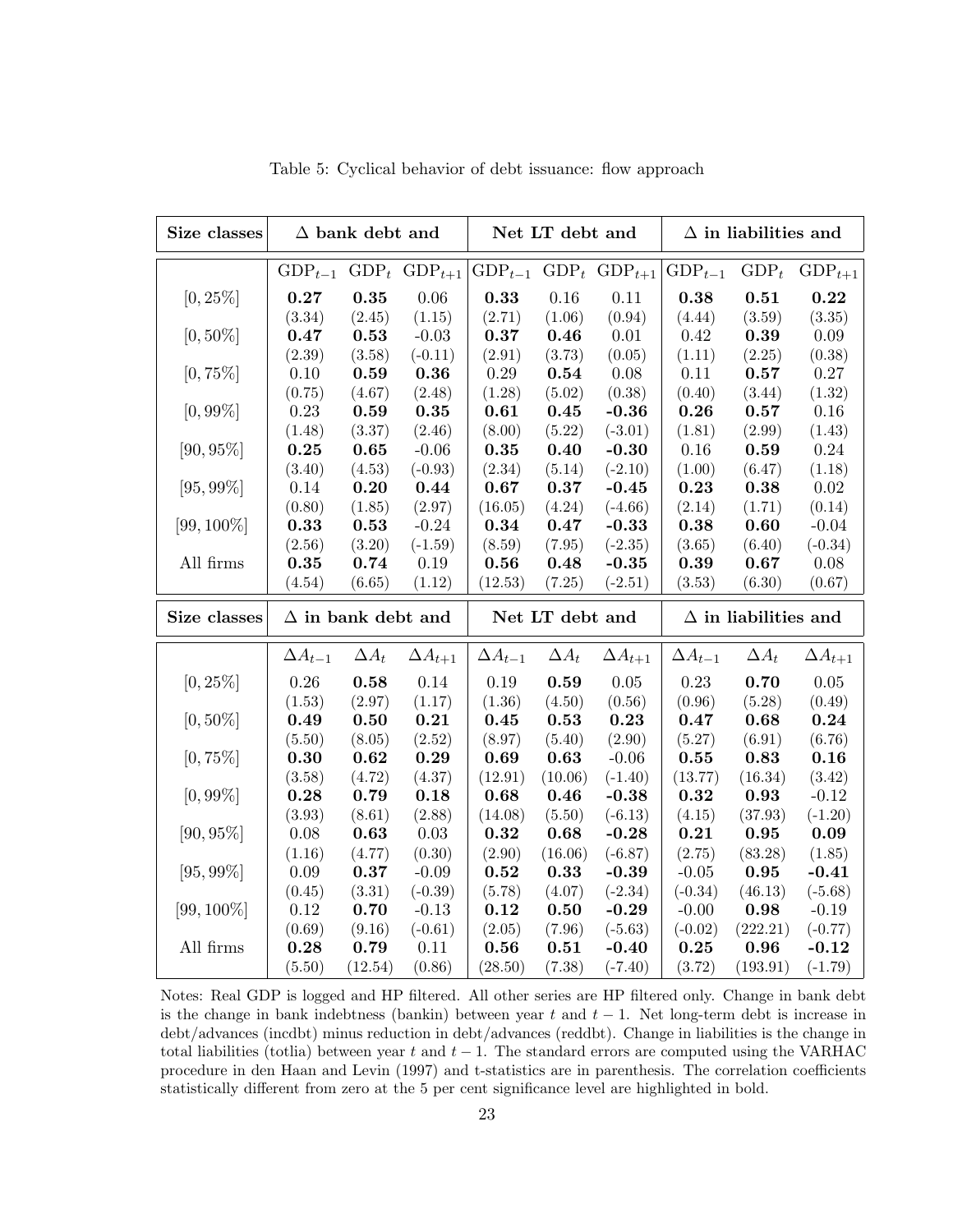Table 5: Cyclical behavior of debt issuance: flow approach

| **Size classes** | **Δ bank debt and** | | | **Net LT debt and** | | | **Δ in liabilities and** | | |
|---|---|---|---|---|---|---|---|---|---|
| | $\text{GDP}_{t-1}$ | $\text{GDP}_t$ | $\text{GDP}_{t+1}$ | $\text{GDP}_{t-1}$ | $\text{GDP}_t$ | $\text{GDP}_{t+1}$ | $\text{GDP}_{t-1}$ | $\text{GDP}_t$ | $\text{GDP}_{t+1}$ |
| [0, 25%] | **0.27** | **0.35** | 0.06 | **0.33** | 0.16 | 0.11 | **0.38** | **0.51** | **0.22** |
| | (3.34) | (2.45) | (1.15) | (2.71) | (1.06) | (0.94) | (4.44) | (3.59) | (3.35) |
| [0, 50%] | **0.47** | **0.53** | -0.03 | **0.37** | **0.46** | 0.01 | 0.42 | **0.39** | 0.09 |
| | (2.39) | (3.58) | (-0.11) | (2.91) | (3.73) | (0.05) | (1.11) | (2.25) | (0.38) |
| [0, 75%] | 0.10 | **0.59** | **0.36** | 0.29 | **0.54** | 0.08 | 0.11 | **0.57** | 0.27 |
| | (0.75) | (4.67) | (2.48) | (1.28) | (5.02) | (0.38) | (0.40) | (3.44) | (1.32) |
| [0, 99%] | 0.23 | **0.59** | **0.35** | **0.61** | **0.45** | **-0.36** | **0.26** | **0.57** | 0.16 |
| | (1.48) | (3.37) | (2.46) | (8.00) | (5.22) | (-3.01) | (1.81) | (2.99) | (1.43) |
| [90, 95%] | **0.25** | **0.65** | -0.06 | **0.35** | **0.40** | **-0.30** | 0.16 | **0.59** | 0.24 |
| | (3.40) | (4.53) | (-0.93) | (2.34) | (5.14) | (-2.10) | (1.00) | (6.47) | (1.18) |
| [95, 99%] | 0.14 | **0.20** | **0.44** | **0.67** | **0.37** | **-0.45** | **0.23** | **0.38** | 0.02 |
| | (0.80) | (1.85) | (2.97) | (16.05) | (4.24) | (-4.66) | (2.14) | (1.71) | (0.14) |
| [99, 100%] | **0.33** | **0.53** | -0.24 | **0.34** | **0.47** | **-0.33** | **0.38** | **0.60** | -0.04 |
| | (2.56) | (3.20) | (-1.59) | (8.59) | (7.95) | (-2.35) | (3.65) | (6.40) | (-0.34) |
| All firms | **0.35** | **0.74** | 0.19 | **0.56** | **0.48** | **-0.35** | **0.39** | **0.67** | 0.08 |
| | (4.54) | (6.65) | (1.12) | (12.53) | (7.25) | (-2.51) | (3.53) | (6.30) | (0.67) |
| **Size classes** | **Δ in bank debt and** | | | **Net LT debt and** | | | **Δ in liabilities and** | | |
| | $\Delta A_{t-1}$ | $\Delta A_t$ | $\Delta A_{t+1}$ | $\Delta A_{t-1}$ | $\Delta A_t$ | $\Delta A_{t+1}$ | $\Delta A_{t-1}$ | $\Delta A_t$ | $\Delta A_{t+1}$ |
| [0, 25%] | 0.26 | **0.58** | 0.14 | 0.19 | **0.59** | 0.05 | 0.23 | **0.70** | 0.05 |
| | (1.53) | (2.97) | (1.17) | (1.36) | (4.50) | (0.56) | (0.96) | (5.28) | (0.49) |
| [0, 50%] | **0.49** | **0.50** | **0.21** | **0.45** | **0.53** | **0.23** | **0.47** | **0.68** | **0.24** |
| | (5.50) | (8.05) | (2.52) | (8.97) | (5.40) | (2.90) | (5.27) | (6.91) | (6.76) |
| [0, 75%] | **0.30** | **0.62** | **0.29** | **0.69** | **0.63** | -0.06 | **0.55** | **0.83** | **0.16** |
| | (3.58) | (4.72) | (4.37) | (12.91) | (10.06) | (-1.40) | (13.77) | (16.34) | (3.42) |
| [0, 99%] | **0.28** | **0.79** | **0.18** | **0.68** | **0.46** | **-0.38** | **0.32** | **0.93** | -0.12 |
| | (3.93) | (8.61) | (2.88) | (14.08) | (5.50) | (-6.13) | (4.15) | (37.93) | (-1.20) |
| [90, 95%] | 0.08 | **0.63** | 0.03 | **0.32** | **0.68** | **-0.28** | **0.21** | **0.95** | **0.09** |
| | (1.16) | (4.77) | (0.30) | (2.90) | (16.06) | (-6.87) | (2.75) | (83.28) | (1.85) |
| [95, 99%] | 0.09 | **0.37** | -0.09 | **0.52** | **0.33** | **-0.39** | -0.05 | **0.95** | **-0.41** |
| | (0.45) | (3.31) | (-0.39) | (5.78) | (4.07) | (-2.34) | (-0.34) | (46.13) | (-5.68) |
| [99, 100%] | 0.12 | **0.70** | -0.13 | **0.12** | **0.50** | **-0.29** | -0.00 | **0.98** | -0.19 |
| | (0.69) | (9.16) | (-0.61) | (2.05) | (7.96) | (-5.63) | (-0.02) | (222.21) | (-0.77) |
| All firms | **0.28** | **0.79** | 0.11 | **0.56** | **0.51** | **-0.40** | **0.25** | **0.96** | **-0.12** |
| | (5.50) | (12.54) | (0.86) | (28.50) | (7.38) | (-7.40) | (3.72) | (193.91) | (-1.79) |

Notes: Real GDP is logged and HP filtered. All other series are HP filtered only. Change in bank debt is the change in bank indebtness (bankin) between year $t$ and $t-1$. Net long-term debt is increase in debt/advances (incdbt) minus reduction in debt/advances (reddbt). Change in liabilities is the change in total liabilities (totlia) between year $t$ and $t-1$. The standard errors are computed using the VARHAC procedure in den Haan and Levin (1997) and t-statistics are in parenthesis. The correlation coefficients statistically different from zero at the 5 per cent significance level are highlighted in bold.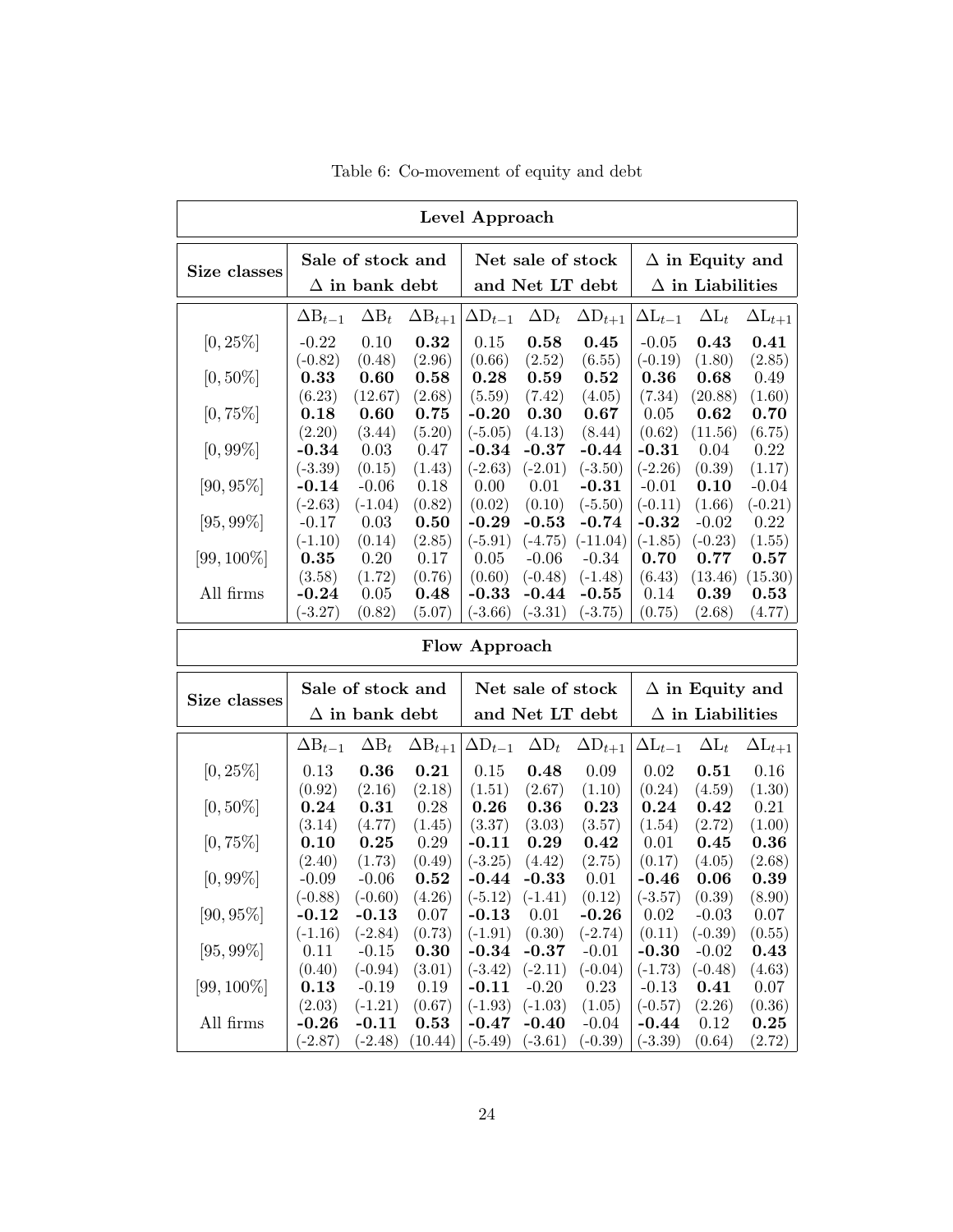Table 6: Co-movement of equity and debt

**Level Approach**

| Size classes | Sale of stock and $\Delta$ in bank debt | | | Net sale of stock and Net LT debt | | | $\Delta$ in Equity and $\Delta$ in Liabilities | | |
|---|---|---|---|---|---|---|---|---|---|
| | $\Delta B_{t-1}$ | $\Delta B_t$ | $\Delta B_{t+1}$ | $\Delta D_{t-1}$ | $\Delta D_t$ | $\Delta D_{t+1}$ | $\Delta L_{t-1}$ | $\Delta L_t$ | $\Delta L_{t+1}$ |
| $[0, 25\%]$ | -0.22 | 0.10 | **0.32** | 0.15 | **0.58** | **0.45** | -0.05 | **0.43** | **0.41** |
| | (-0.82) | (0.48) | (2.96) | (0.66) | (2.52) | (6.55) | (-0.19) | (1.80) | (2.85) |
| $[0, 50\%]$ | **0.33** | **0.60** | **0.58** | **0.28** | **0.59** | **0.52** | **0.36** | **0.68** | 0.49 |
| | (6.23) | (12.67) | (2.68) | (5.59) | (7.42) | (4.05) | (7.34) | (20.88) | (1.60) |
| $[0, 75\%]$ | **0.18** | **0.60** | **0.75** | **-0.20** | **0.30** | **0.67** | 0.05 | **0.62** | **0.70** |
| | (2.20) | (3.44) | (5.20) | (-5.05) | (4.13) | (8.44) | (0.62) | (11.56) | (6.75) |
| $[0, 99\%]$ | **-0.34** | 0.03 | 0.47 | **-0.34** | **-0.37** | **-0.44** | **-0.31** | 0.04 | 0.22 |
| | (-3.39) | (0.15) | (1.43) | (-2.63) | (-2.01) | (-3.50) | (-2.26) | (0.39) | (1.17) |
| $[90, 95\%]$ | **-0.14** | -0.06 | 0.18 | 0.00 | 0.01 | **-0.31** | -0.01 | **0.10** | -0.04 |
| | (-2.63) | (-1.04) | (0.82) | (0.02) | (0.10) | (-5.50) | (-0.11) | (1.66) | (-0.21) |
| $[95, 99\%]$ | -0.17 | 0.03 | **0.50** | **-0.29** | **-0.53** | **-0.74** | **-0.32** | -0.02 | 0.22 |
| | (-1.10) | (0.14) | (2.85) | (-5.91) | (-4.75) | (-11.04) | (-1.85) | (-0.23) | (1.55) |
| $[99, 100\%]$ | **0.35** | 0.20 | 0.17 | 0.05 | -0.06 | -0.34 | **0.70** | **0.77** | **0.57** |
| | (3.58) | (1.72) | (0.76) | (0.60) | (-0.48) | (-1.48) | (6.43) | (13.46) | (15.30) |
| All firms | **-0.24** | 0.05 | **0.48** | **-0.33** | **-0.44** | **-0.55** | 0.14 | **0.39** | **0.53** |
| | (-3.27) | (0.82) | (5.07) | (-3.66) | (-3.31) | (-3.75) | (0.75) | (2.68) | (4.77) |

**Flow Approach**

| Size classes | Sale of stock and $\Delta$ in bank debt | | | Net sale of stock and Net LT debt | | | $\Delta$ in Equity and $\Delta$ in Liabilities | | |
|---|---|---|---|---|---|---|---|---|---|
| | $\Delta B_{t-1}$ | $\Delta B_t$ | $\Delta B_{t+1}$ | $\Delta D_{t-1}$ | $\Delta D_t$ | $\Delta D_{t+1}$ | $\Delta L_{t-1}$ | $\Delta L_t$ | $\Delta L_{t+1}$ |
| $[0, 25\%]$ | 0.13 | **0.36** | **0.21** | 0.15 | **0.48** | 0.09 | 0.02 | **0.51** | 0.16 |
| | (0.92) | (2.16) | (2.18) | (1.51) | (2.67) | (1.10) | (0.24) | (4.59) | (1.30) |
| $[0, 50\%]$ | **0.24** | **0.31** | 0.28 | **0.26** | **0.36** | **0.23** | 0.24 | **0.42** | 0.21 |
| | (3.14) | (4.77) | (1.45) | (3.37) | (3.03) | (3.57) | (1.54) | (2.72) | (1.00) |
| $[0, 75\%]$ | **0.10** | **0.25** | 0.29 | **-0.11** | **0.29** | **0.42** | 0.01 | **0.45** | **0.36** |
| | (2.40) | (1.73) | (0.49) | (-3.25) | (4.42) | (2.75) | (0.17) | (4.05) | (2.68) |
| $[0, 99\%]$ | -0.09 | -0.06 | **0.52** | **-0.44** | **-0.33** | 0.01 | **-0.46** | 0.06 | **0.39** |
| | (-0.88) | (-0.60) | (4.26) | (-5.12) | (-1.41) | (0.12) | (-3.57) | (0.39) | (8.90) |
| $[90, 95\%]$ | **-0.12** | **-0.13** | 0.07 | **-0.13** | 0.01 | **-0.26** | 0.02 | -0.03 | 0.07 |
| | (-1.16) | (-2.84) | (0.73) | (-1.91) | (0.30) | (-2.74) | (0.11) | (-0.39) | (0.55) |
| $[95, 99\%]$ | 0.11 | -0.15 | **0.30** | **-0.34** | **-0.37** | -0.01 | **-0.30** | -0.02 | **0.43** |
| | (0.40) | (-0.94) | (3.01) | (-3.42) | (-2.11) | (-0.04) | (-1.73) | (-0.48) | (4.63) |
| $[99, 100\%]$ | **0.13** | -0.19 | 0.19 | **-0.11** | -0.20 | 0.23 | -0.13 | **0.41** | 0.07 |
| | (2.03) | (-1.21) | (0.67) | (-1.93) | (-1.03) | (1.05) | (-0.57) | (2.26) | (0.36) |
| All firms | **-0.26** | **-0.11** | **0.53** | **-0.47** | **-0.40** | -0.04 | **-0.44** | 0.12 | **0.25** |
| | (-2.87) | (-2.48) | (10.44) | (-5.49) | (-3.61) | (-0.39) | (-3.39) | (0.64) | (2.72) |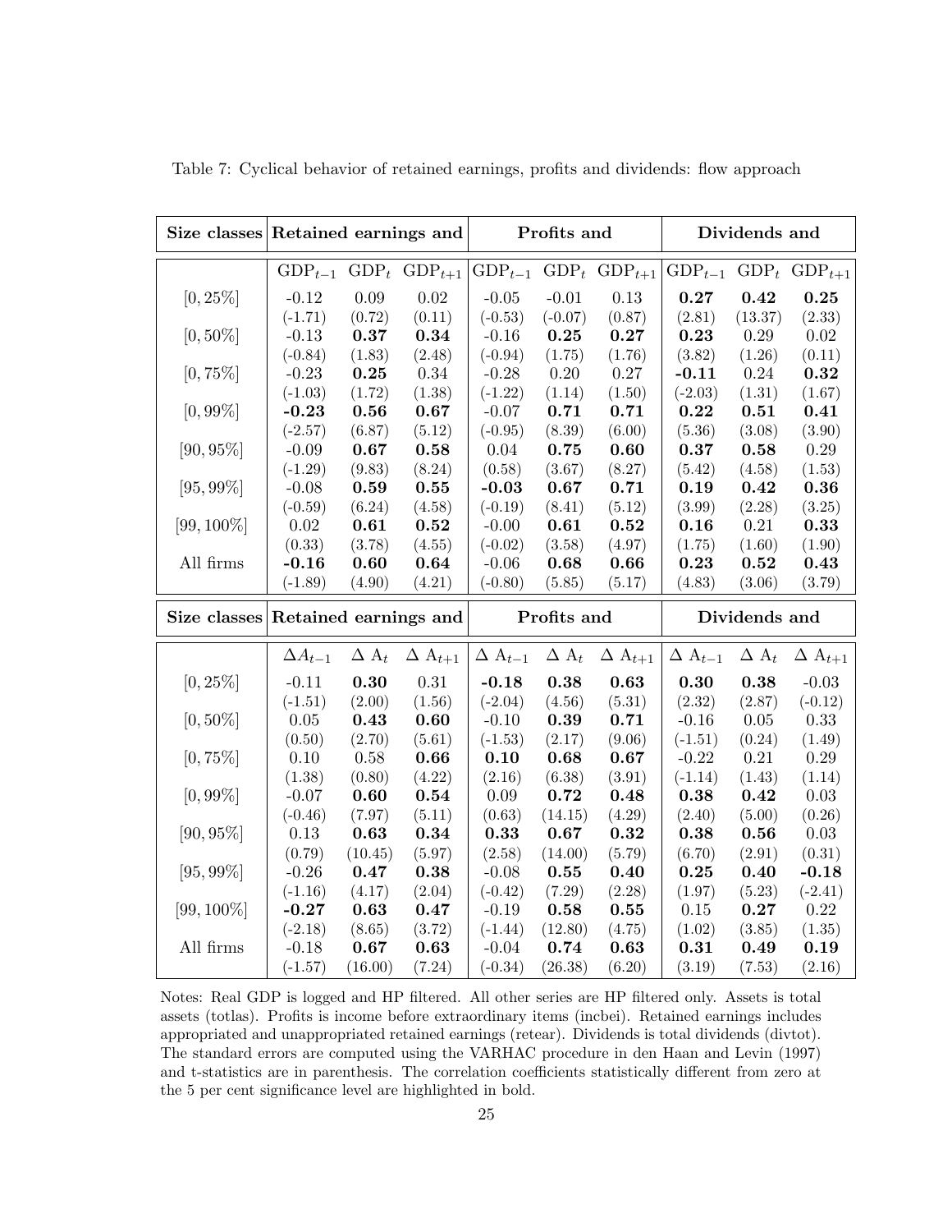Table 7: Cyclical behavior of retained earnings, profits and dividends: flow approach

| Size classes | Retained earnings and | | | Profits and | | | Dividends and | | |
|---|---|---|---|---|---|---|---|---|---|
| | $GDP_{t-1}$ | $GDP_t$ | $GDP_{t+1}$ | $GDP_{t-1}$ | $GDP_t$ | $GDP_{t+1}$ | $GDP_{t-1}$ | $GDP_t$ | $GDP_{t+1}$ |
| [0, 25%] | -0.12 | 0.09 | 0.02 | -0.05 | -0.01 | 0.13 | **0.27** | **0.42** | **0.25** |
| | (-1.71) | (0.72) | (0.11) | (-0.53) | (-0.07) | (0.87) | (2.81) | (13.37) | (2.33) |
| [0, 50%] | -0.13 | **0.37** | **0.34** | -0.16 | **0.25** | **0.27** | **0.23** | 0.29 | 0.02 |
| | (-0.84) | (1.83) | (2.48) | (-0.94) | (1.75) | (1.76) | (3.82) | (1.26) | (0.11) |
| [0, 75%] | -0.23 | **0.25** | 0.34 | -0.28 | 0.20 | 0.27 | **-0.11** | 0.24 | **0.32** |
| | (-1.03) | (1.72) | (1.38) | (-1.22) | (1.14) | (1.50) | (-2.03) | (1.31) | (1.67) |
| [0, 99%] | **-0.23** | **0.56** | **0.67** | -0.07 | **0.71** | **0.71** | **0.22** | **0.51** | **0.41** |
| | (-2.57) | (6.87) | (5.12) | (-0.95) | (8.39) | (6.00) | (5.36) | (3.08) | (3.90) |
| [90, 95%] | -0.09 | **0.67** | **0.58** | 0.04 | **0.75** | **0.60** | **0.37** | **0.58** | 0.29 |
| | (-1.29) | (9.83) | (8.24) | (0.58) | (3.67) | (8.27) | (5.42) | (4.58) | (1.53) |
| [95, 99%] | -0.08 | **0.59** | **0.55** | **-0.03** | **0.67** | **0.71** | **0.19** | **0.42** | **0.36** |
| | (-0.59) | (6.24) | (4.58) | (-0.19) | (8.41) | (5.12) | (3.99) | (2.28) | (3.25) |
| [99, 100%] | 0.02 | **0.61** | **0.52** | -0.00 | **0.61** | **0.52** | **0.16** | 0.21 | **0.33** |
| | (0.33) | (3.78) | (4.55) | (-0.02) | (3.58) | (4.97) | (1.75) | (1.60) | (1.90) |
| All firms | **-0.16** | **0.60** | **0.64** | -0.06 | **0.68** | **0.66** | **0.23** | **0.52** | **0.43** |
| | (-1.89) | (4.90) | (4.21) | (-0.80) | (5.85) | (5.17) | (4.83) | (3.06) | (3.79) |
| **Size classes** | **Retained earnings and** | | | **Profits and** | | | **Dividends and** | | |
| | $\Delta A_{t-1}$ | $\Delta A_t$ | $\Delta A_{t+1}$ | $\Delta A_{t-1}$ | $\Delta A_t$ | $\Delta A_{t+1}$ | $\Delta A_{t-1}$ | $\Delta A_t$ | $\Delta A_{t+1}$ |
| [0, 25%] | -0.11 | **0.30** | 0.31 | **-0.18** | **0.38** | **0.63** | **0.30** | **0.38** | -0.03 |
| | (-1.51) | (2.00) | (1.56) | (-2.04) | (4.56) | (5.31) | (2.32) | (2.87) | (-0.12) |
| [0, 50%] | 0.05 | **0.43** | **0.60** | -0.10 | **0.39** | **0.71** | -0.16 | 0.05 | 0.33 |
| | (0.50) | (2.70) | (5.61) | (-1.53) | (2.17) | (9.06) | (-1.51) | (0.24) | (1.49) |
| [0, 75%] | 0.10 | 0.58 | **0.66** | **0.10** | **0.68** | **0.67** | -0.22 | 0.21 | 0.29 |
| | (1.38) | (0.80) | (4.22) | (2.16) | (6.38) | (3.91) | (-1.14) | (1.43) | (1.14) |
| [0, 99%] | -0.07 | **0.60** | **0.54** | 0.09 | **0.72** | **0.48** | **0.38** | **0.42** | 0.03 |
| | (-0.46) | (7.97) | (5.11) | (0.63) | (14.15) | (4.29) | (2.40) | (5.00) | (0.26) |
| [90, 95%] | 0.13 | **0.63** | **0.34** | **0.33** | **0.67** | **0.32** | **0.38** | **0.56** | 0.03 |
| | (0.79) | (10.45) | (5.97) | (2.58) | (14.00) | (5.79) | (6.70) | (2.91) | (0.31) |
| [95, 99%] | -0.26 | **0.47** | **0.38** | -0.08 | **0.55** | **0.40** | **0.25** | **0.40** | **-0.18** |
| | (-1.16) | (4.17) | (2.04) | (-0.42) | (7.29) | (2.28) | (1.97) | (5.23) | (-2.41) |
| [99, 100%] | **-0.27** | **0.63** | **0.47** | -0.19 | **0.58** | **0.55** | 0.15 | **0.27** | 0.22 |
| | (-2.18) | (8.65) | (3.72) | (-1.44) | (12.80) | (4.75) | (1.02) | (3.85) | (1.35) |
| All firms | -0.18 | **0.67** | **0.63** | -0.04 | **0.74** | **0.63** | **0.31** | **0.49** | **0.19** |
| | (-1.57) | (16.00) | (7.24) | (-0.34) | (26.38) | (6.20) | (3.19) | (7.53) | (2.16) |

Notes: Real GDP is logged and HP filtered. All other series are HP filtered only. Assets is total assets (totlas). Profits is income before extraordinary items (incbei). Retained earnings includes appropriated and unappropriated retained earnings (retear). Dividends is total dividends (divtot). The standard errors are computed using the VARHAC procedure in den Haan and Levin (1997) and t-statistics are in parenthesis. The correlation coefficients statistically different from zero at the 5 per cent significance level are highlighted in bold.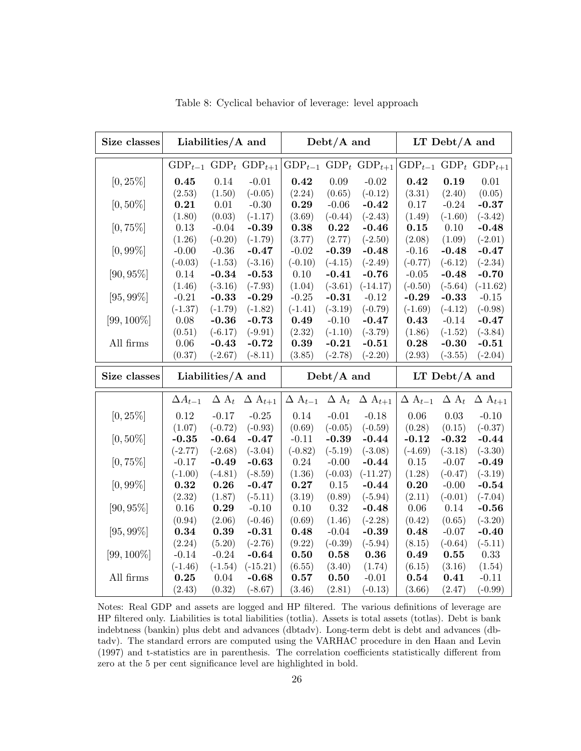Table 8: Cyclical behavior of leverage: level approach

| Size classes | Liabilities/A and | | | Debt/A and | | | LT Debt/A and | | |
|---|---|---|---|---|---|---|---|---|---|
| | $GDP_{t-1}$ | $GDP_t$ | $GDP_{t+1}$ | $GDP_{t-1}$ | $GDP_t$ | $GDP_{t+1}$ | $GDP_{t-1}$ | $GDP_t$ | $GDP_{t+1}$ |
| [0, 25%] | **0.45** | 0.14 | -0.01 | **0.42** | 0.09 | -0.02 | **0.42** | **0.19** | 0.01 |
| | (2.53) | (1.50) | (-0.05) | (2.24) | (0.65) | (-0.12) | (3.31) | (2.40) | (0.05) |
| [0, 50%] | **0.21** | 0.01 | -0.30 | **0.29** | -0.06 | **-0.42** | 0.17 | -0.24 | **-0.37** |
| | (1.80) | (0.03) | (-1.17) | (3.69) | (-0.44) | (-2.43) | (1.49) | (-1.60) | (-3.42) |
| [0, 75%] | 0.13 | -0.04 | **-0.39** | **0.38** | **0.22** | **-0.46** | **0.15** | 0.10 | **-0.48** |
| | (1.26) | (-0.20) | (-1.79) | (3.77) | (2.77) | (-2.50) | (2.08) | (1.09) | (-2.01) |
| [0, 99%] | -0.00 | -0.36 | **-0.47** | -0.02 | **-0.39** | **-0.48** | -0.16 | **-0.48** | **-0.47** |
| | (-0.03) | (-1.53) | (-3.16) | (-0.10) | (-4.15) | (-2.49) | (-0.77) | (-6.12) | (-2.34) |
| [90, 95%] | 0.14 | **-0.34** | **-0.53** | 0.10 | **-0.41** | **-0.76** | -0.05 | **-0.48** | **-0.70** |
| | (1.46) | (-3.16) | (-7.93) | (1.04) | (-3.61) | (-14.17) | (-0.50) | (-5.64) | (-11.62) |
| [95, 99%] | -0.21 | **-0.33** | **-0.29** | -0.25 | **-0.31** | -0.12 | **-0.29** | **-0.33** | -0.15 |
| | (-1.37) | (-1.79) | (-1.82) | (-1.41) | (-3.19) | (-0.79) | (-1.69) | (-4.12) | (-0.98) |
| [99, 100%] | 0.08 | **-0.36** | **-0.73** | **0.49** | -0.10 | **-0.47** | **0.43** | -0.14 | **-0.47** |
| | (0.51) | (-6.17) | (-9.91) | (2.32) | (-1.10) | (-3.79) | (1.86) | (-1.52) | (-3.84) |
| All firms | 0.06 | **-0.43** | **-0.72** | **0.39** | **-0.21** | **-0.51** | **0.28** | **-0.30** | **-0.51** |
| | (0.37) | (-2.67) | (-8.11) | (3.85) | (-2.78) | (-2.20) | (2.93) | (-3.55) | (-2.04) |

| Size classes | Liabilities/A and | | | Debt/A and | | | LT Debt/A and | | |
|---|---|---|---|---|---|---|---|---|---|
| | $\Delta A_{t-1}$ | $\Delta$ $A_t$ | $\Delta$ $A_{t+1}$ | $\Delta$ $A_{t-1}$ | $\Delta$ $A_t$ | $\Delta$ $A_{t+1}$ | $\Delta$ $A_{t-1}$ | $\Delta$ $A_t$ | $\Delta$ $A_{t+1}$ |
| [0, 25%] | 0.12 | -0.17 | -0.25 | 0.14 | -0.01 | -0.18 | 0.06 | 0.03 | -0.10 |
| | (1.07) | (-0.72) | (-0.93) | (0.69) | (-0.05) | (-0.59) | (0.28) | (0.15) | (-0.37) |
| [0, 50%] | **-0.35** | **-0.64** | **-0.47** | -0.11 | **-0.39** | **-0.44** | **-0.12** | **-0.32** | **-0.44** |
| | (-2.77) | (-2.68) | (-3.04) | (-0.82) | (-5.19) | (-3.08) | (-4.69) | (-3.18) | (-3.30) |
| [0, 75%] | -0.17 | **-0.49** | **-0.63** | 0.24 | -0.00 | **-0.44** | 0.15 | -0.07 | **-0.49** |
| | (-1.00) | (-4.81) | (-8.59) | (1.36) | (-0.03) | (-11.27) | (1.28) | (-0.47) | (-3.19) |
| [0, 99%] | **0.32** | **0.26** | **-0.47** | **0.27** | 0.15 | **-0.44** | **0.20** | -0.00 | **-0.54** |
| | (2.32) | (1.87) | (-5.11) | (3.19) | (0.89) | (-5.94) | (2.11) | (-0.01) | (-7.04) |
| [90, 95%] | 0.16 | **0.29** | -0.10 | 0.10 | 0.32 | **-0.48** | 0.06 | 0.14 | **-0.56** |
| | (0.94) | (2.06) | (-0.46) | (0.69) | (1.46) | (-2.28) | (0.42) | (0.65) | (-3.20) |
| [95, 99%] | **0.34** | **0.39** | **-0.31** | **0.48** | -0.04 | **-0.39** | **0.48** | -0.07 | **-0.40** |
| | (2.24) | (5.20) | (-2.76) | (9.22) | (-0.39) | (-5.94) | (8.15) | (-0.64) | (-5.11) |
| [99, 100%] | -0.14 | -0.24 | **-0.64** | **0.50** | **0.58** | **0.36** | **0.49** | **0.55** | 0.33 |
| | (-1.46) | (-1.54) | (-15.21) | (6.55) | (3.40) | (1.74) | (6.15) | (3.16) | (1.54) |
| All firms | **0.25** | 0.04 | **-0.68** | **0.57** | **0.50** | -0.01 | **0.54** | **0.41** | -0.11 |
| | (2.43) | (0.32) | (-8.67) | (3.46) | (2.81) | (-0.13) | (3.66) | (2.47) | (-0.99) |

Notes: Real GDP and assets are logged and HP filtered. The various definitions of leverage are HP filtered only. Liabilities is total liabilities (totlia). Assets is total assets (totlas). Debt is bank indebtness (bankin) plus debt and advances (dbtadv). Long-term debt is debt and advances (dbtadv). The standard errors are computed using the VARHAC procedure in den Haan and Levin (1997) and t-statistics are in parenthesis. The correlation coefficients statistically different from zero at the 5 per cent significance level are highlighted in bold.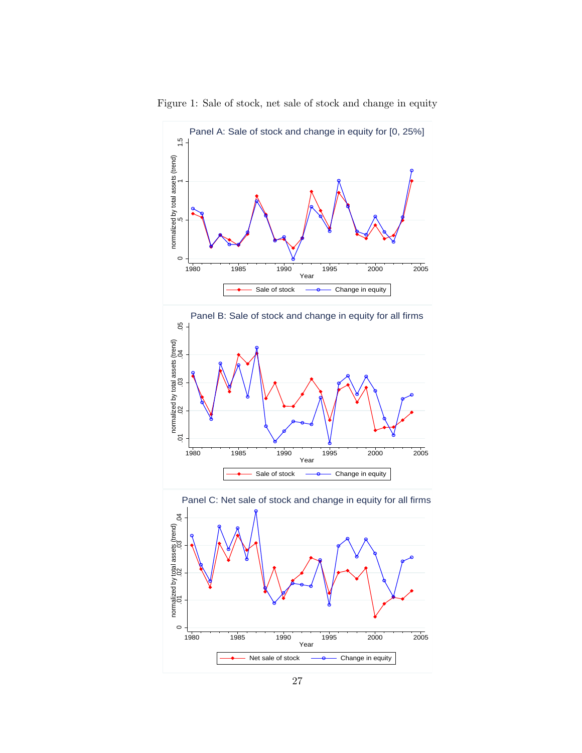Figure 1: Sale of stock, net sale of stock and change in equity

Panel A: Sale of stock and change in equity for [0, 25%]

normalized by total assets (trend)

0
.5
1
1.5

1980
1985
1990
1995
2000
2005

Year

Sale of stock
Change in equity

Panel B: Sale of stock and change in equity for all firms

normalized by total assets (trend)

.01
.02
.03
.04
.05

1980
1985
1990
1995
2000
2005

Year

Sale of stock
Change in equity

Panel C: Net sale of stock and change in equity for all firms

normalized by total assets (trend)

0
.01
.02
.03
.04

1980
1985
1990
1995
2000
2005

Year

Net sale of stock
Change in equity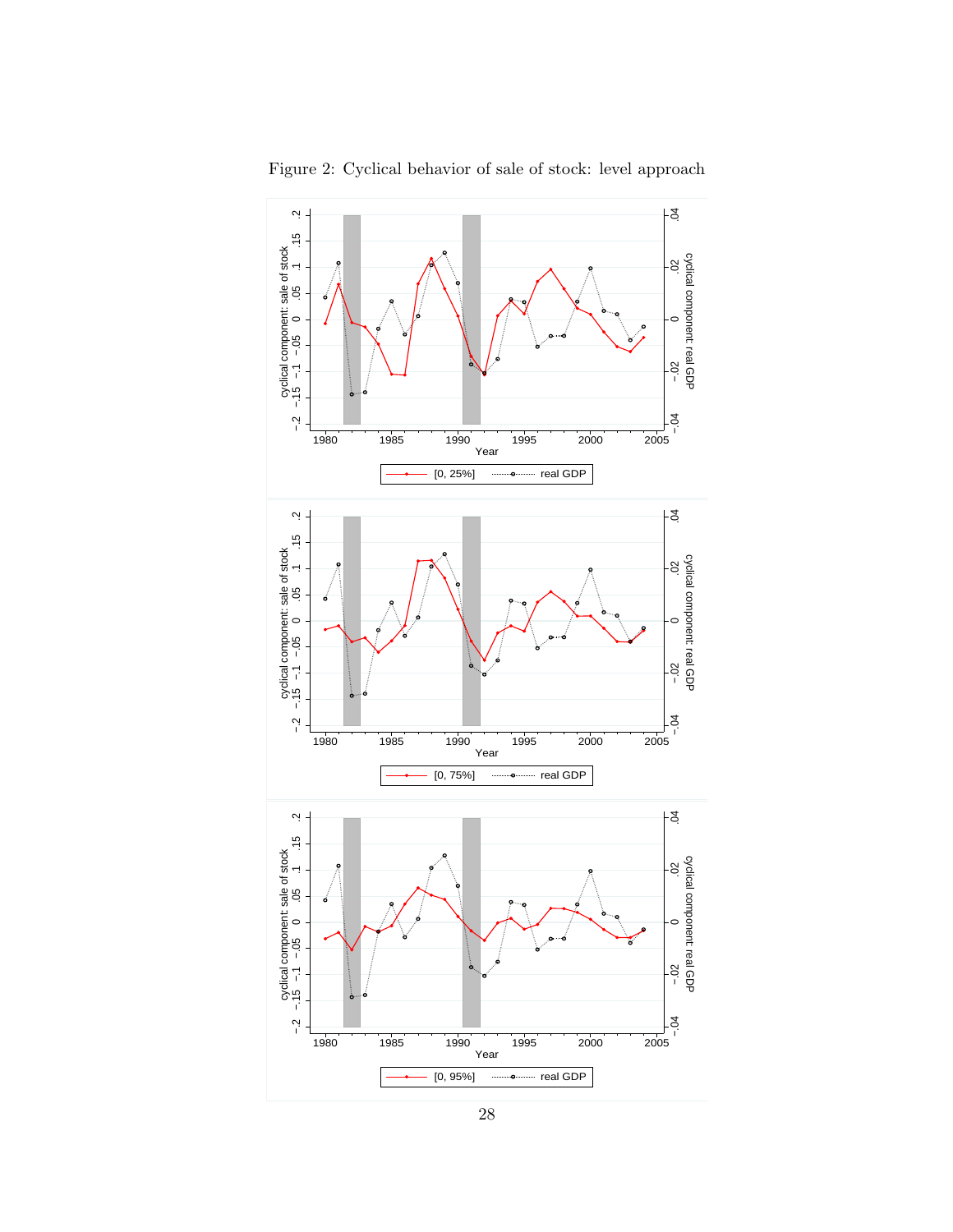Figure 2: Cyclical behavior of sale of stock: level approach

cyclical component: sale of stock

−.2 −.15 −.1 −.05 0 .05 .1 .15 .2

cyclical component: real GDP

−.04 −.02 0 .02 .04

1980 1985 1990 1995 2000 2005

Year

[0, 25%] real GDP

cyclical component: sale of stock

−.2 −.15 −.1 −.05 0 .05 .1 .15 .2

cyclical component: real GDP

−.04 −.02 0 .02 .04

1980 1985 1990 1995 2000 2005

Year

[0, 75%] real GDP

cyclical component: sale of stock

−.2 −.15 −.1 −.05 0 .05 .1 .15 .2

cyclical component: real GDP

−.04 −.02 0 .02 .04

1980 1985 1990 1995 2000 2005

Year

[0, 95%] real GDP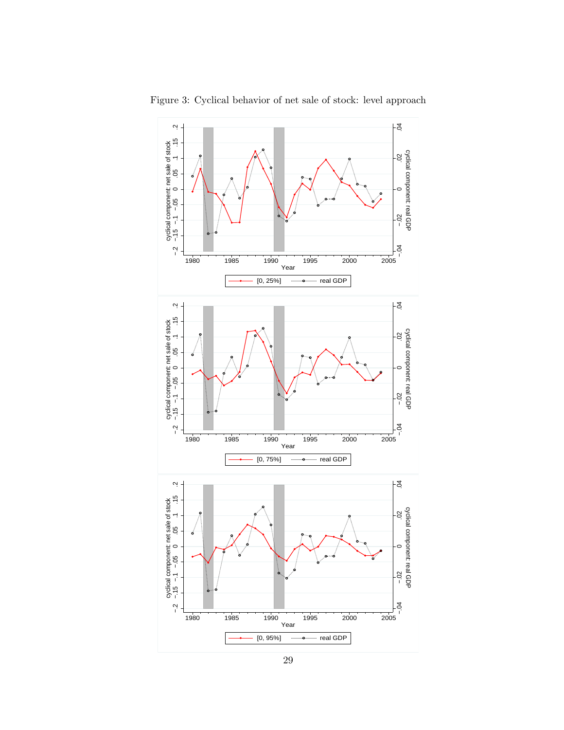Figure 3: Cyclical behavior of net sale of stock: level approach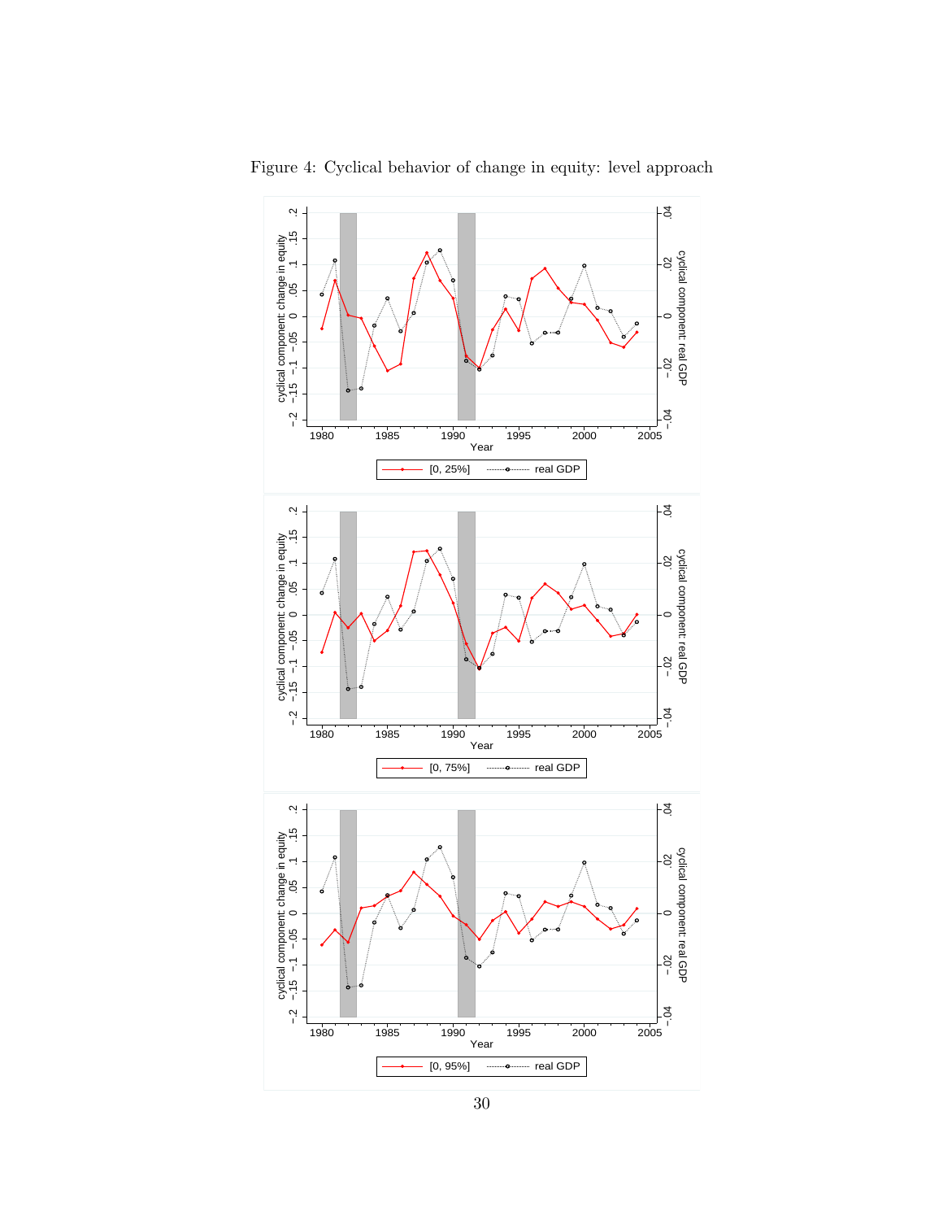Figure 4: Cyclical behavior of change in equity: level approach

cyclical component: change in equity
−.2 −.15 −.1 −.05 0 .05 .1 .15 .2
cyclical component: real GDP
−.04 −.02 0 .02 .04
1980 1985 1990 1995 2000 2005
Year
[0, 25%] real GDP

cyclical component: change in equity
−.2 −.15 −.1 −.05 0 .05 .1 .15 .2
cyclical component: real GDP
−.04 −.02 0 .02 .04
1980 1985 1990 1995 2000 2005
Year
[0, 75%] real GDP

cyclical component: change in equity
−.2 −.15 −.1 −.05 0 .05 .1 .15 .2
cyclical component: real GDP
−.04 −.02 0 .02 .04
1980 1985 1990 1995 2000 2005
Year
[0, 95%] real GDP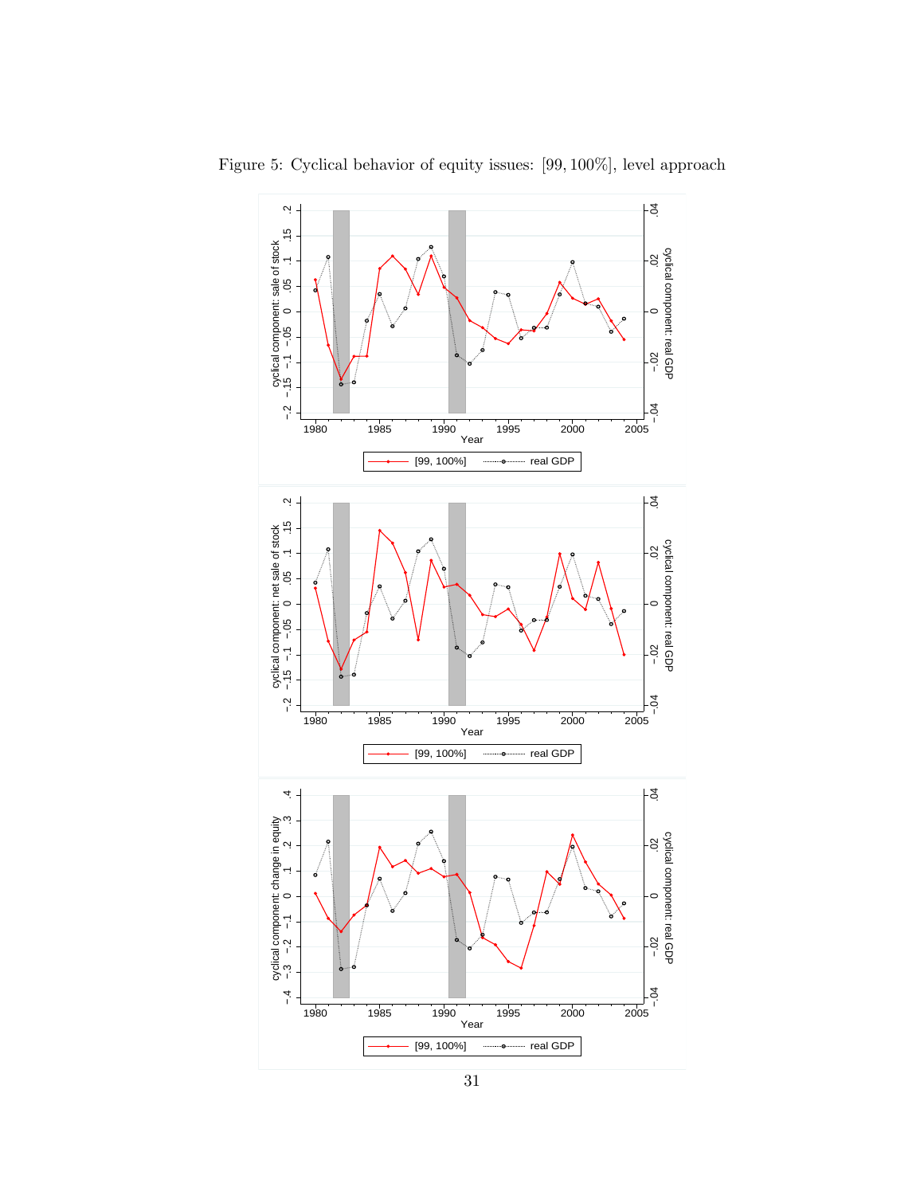Figure 5: Cyclical behavior of equity issues: [99, 100%], level approach

cyclical component: sale of stock

.2
.15
.1
.05
0
−.05
−.1
−.15
−.2

cyclical component: real GDP

.04
.02
0
−.02
−.04

1980 1985 1990 1995 2000 2005

Year

[99, 100%] real GDP

cyclical component: net sale of stock

.2
.15
.1
.05
0
−.05
−.1
−.15
−.2

cyclical component: real GDP

.04
.02
0
−.02
−.04

1980 1985 1990 1995 2000 2005

Year

[99, 100%] real GDP

cyclical component: change in equity

.4
.3
.2
.1
0
−.1
−.2
−.3
−.4

cyclical component: real GDP

.04
.02
0
−.02
−.04

1980 1985 1990 1995 2000 2005

Year

[99, 100%] real GDP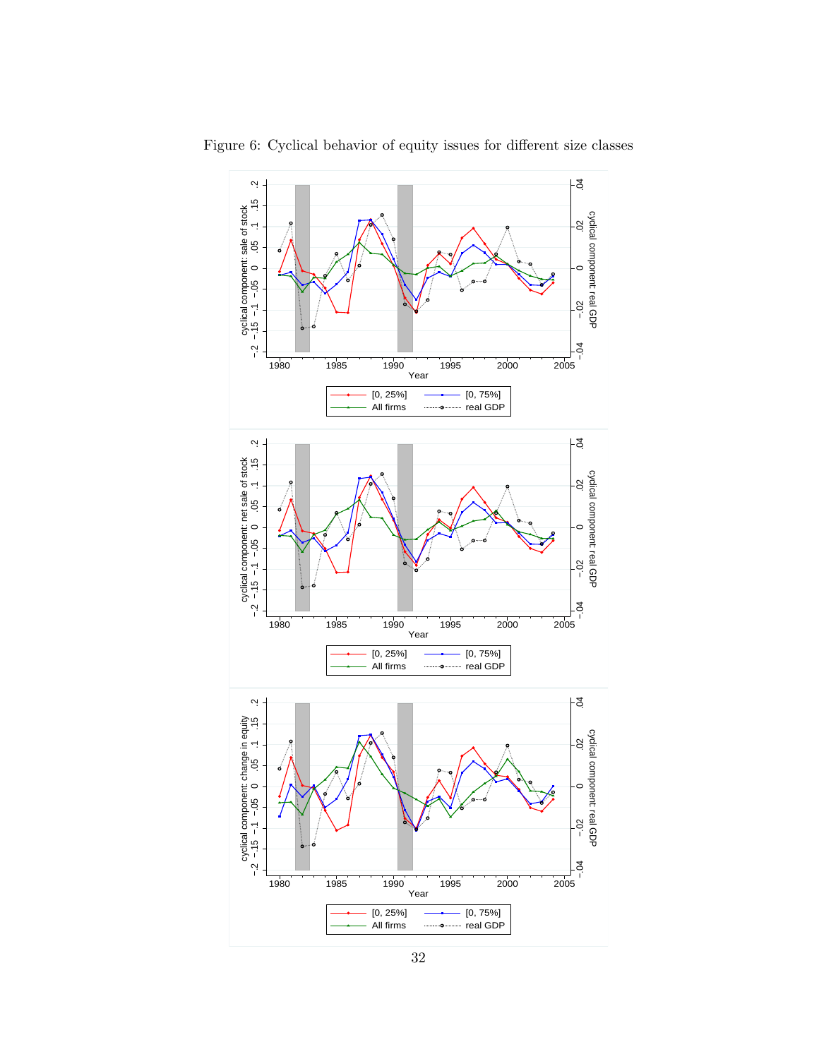Figure 6: Cyclical behavior of equity issues for different size classes

cyclical component: sale of stock
-.2 -.15 -.1 -.05 0 .05 .1 .15 .2
cyclical component: real GDP
-.04 -.02 0 .02 .04
1980 1985 1990 1995 2000 2005
Year
[0, 25%]
[0, 75%]
All firms
real GDP

cyclical component: net sale of stock
-.2 -.15 -.1 -.05 0 .05 .1 .15 .2
cyclical component: real GDP
-.04 -.02 0 .02 .04
1980 1985 1990 1995 2000 2005
Year
[0, 25%]
[0, 75%]
All firms
real GDP

cyclical component: change in equity
-.2 -.15 -.1 -.05 0 .05 .1 .15 .2
cyclical component: real GDP
-.04 -.02 0 .02 .04
1980 1985 1990 1995 2000 2005
Year
[0, 25%]
[0, 75%]
All firms
real GDP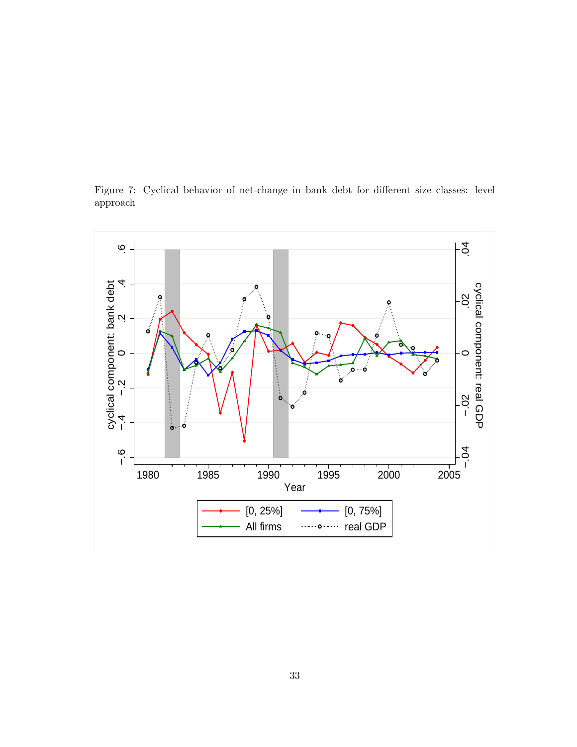Figure 7: Cyclical behavior of net-change in bank debt for different size classes: level approach

cyclical component: bank debt

.6
.4
.2
0
−.2
−.4
−.6

cyclical component: real GDP

.04
.02
0
−.02
−.04

1980
1985
1990
1995
2000
2005

Year

[0, 25%]
[0, 75%]
All firms
real GDP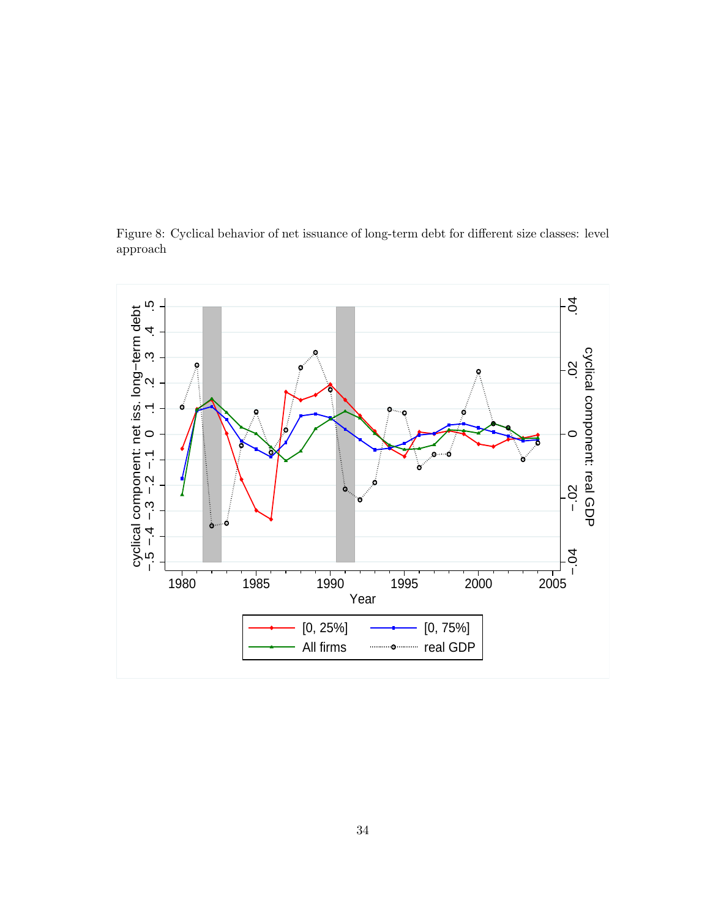Figure 8: Cyclical behavior of net issuance of long-term debt for different size classes: level approach

cyclical component: net iss. long−term debt

−.5 −.4 −.3 −.2 −.1 0 .1 .2 .3 .4 .5

cyclical component: real GDP

−.04 −.02 0 .02 .04

1980 1985 1990 1995 2000 2005

Year

[0, 25%]
[0, 75%]
All firms
real GDP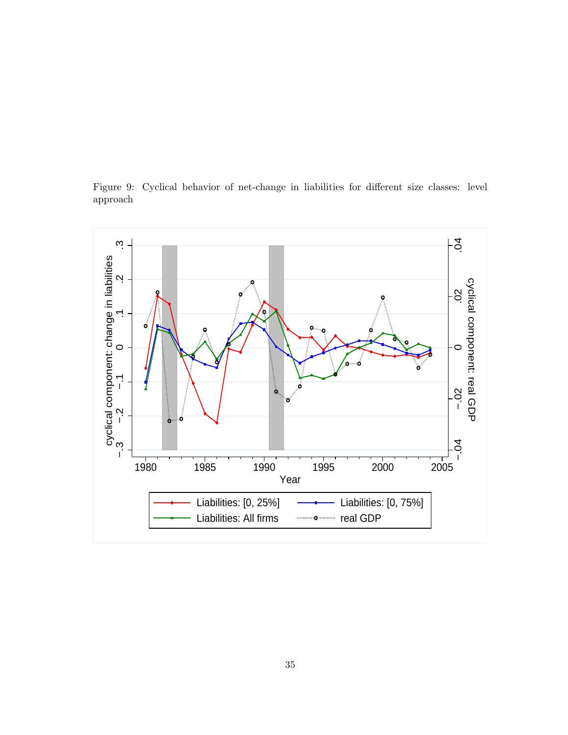Figure 9: Cyclical behavior of net-change in liabilities for different size classes: level approach

cyclical component: change in liabilities

−.3
−.2
−.1
0
.1
.2
.3

cyclical component: real GDP

−.04
−.02
0
.02
.04

1980
1985
1990
1995
2000
2005

Year

Liabilities: [0, 25%]
Liabilities: [0, 75%]
Liabilities: All firms
real GDP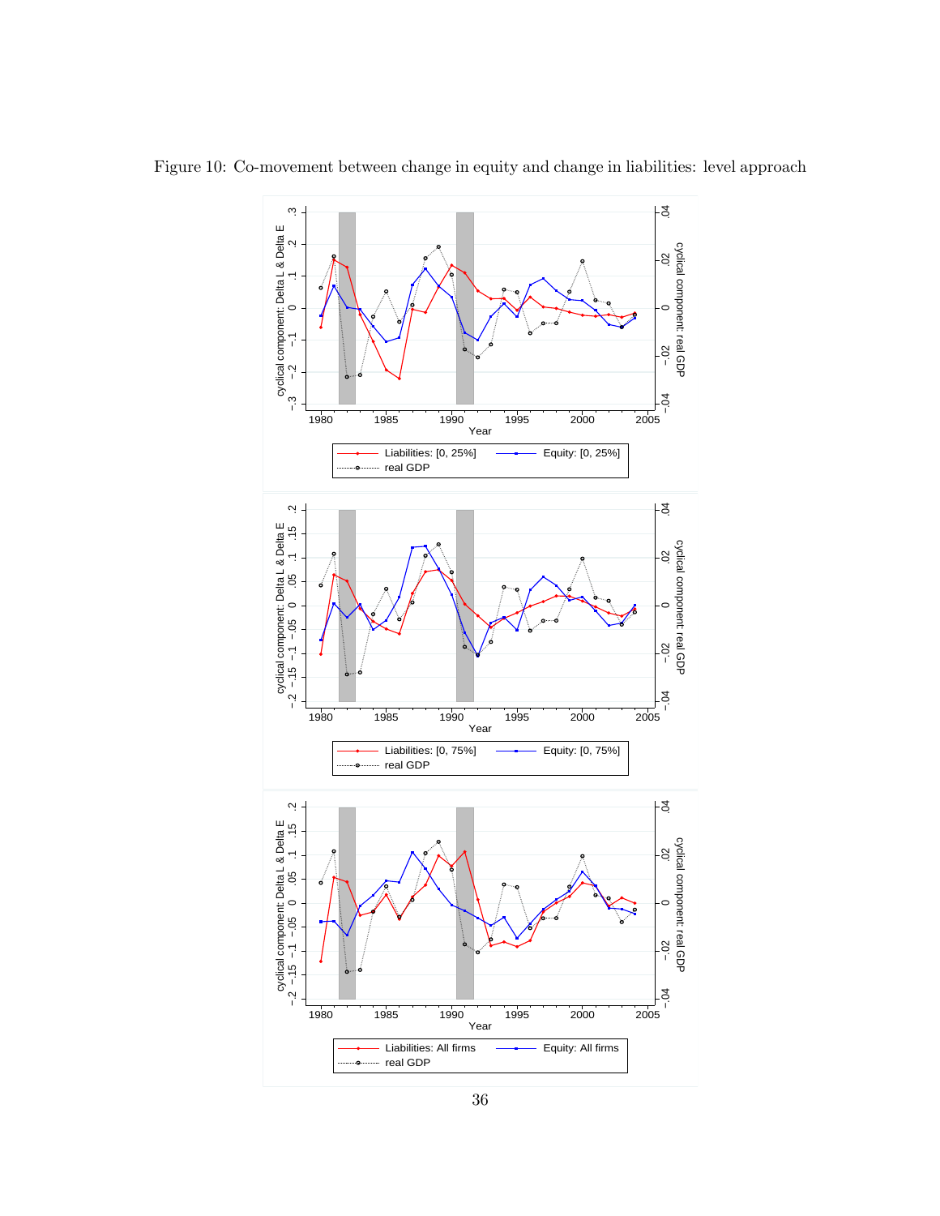Figure 10: Co-movement between change in equity and change in liabilities: level approach

cyclical component: Delta L & Delta E
.3
.2
.1
0
−.1
−.2
−.3

cyclical component: real GDP
.04
.02
0
−.02
−.04

1980
1985
1990
1995
2000
2005
Year

Liabilities: [0, 25%]
Equity: [0, 25%]
real GDP

cyclical component: Delta L & Delta E
.2
.15
.1
.05
0
−.05
−.1
−.15
−.2

cyclical component: real GDP
.04
.02
0
−.02
−.04

1980
1985
1990
1995
2000
2005
Year

Liabilities: [0, 75%]
Equity: [0, 75%]
real GDP

cyclical component: Delta L & Delta E
.2
.15
.1
.05
0
−.05
−.1
−.15
−.2

cyclical component: real GDP
.04
.02
0
−.02
−.04

1980
1985
1990
1995
2000
2005
Year

Liabilities: All firms
Equity: All firms
real GDP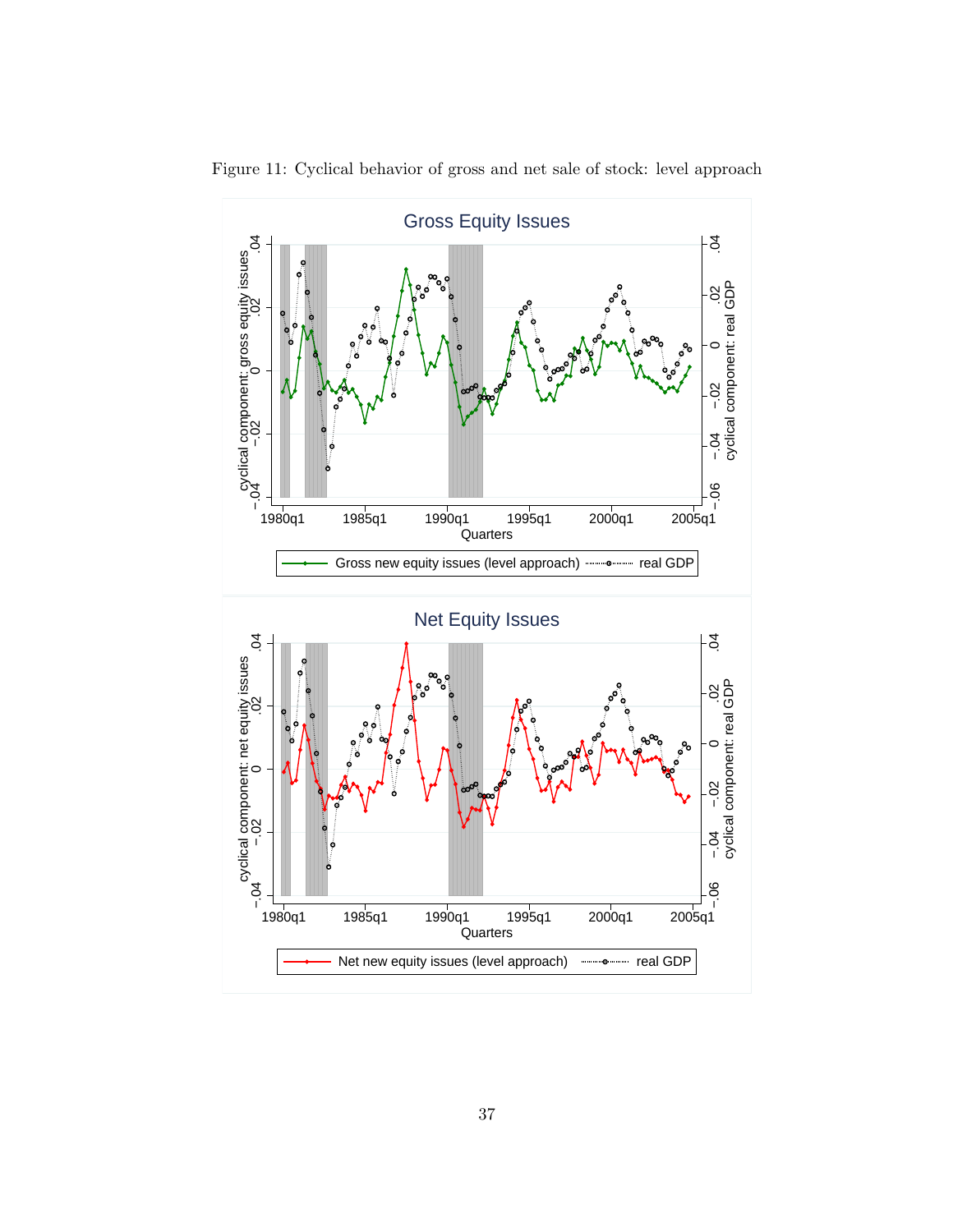Figure 11: Cyclical behavior of gross and net sale of stock: level approach

Gross Equity Issues

cyclical component: gross equity issues

-.04
-.02
0
.02
.04

cyclical component: real GDP

-.06
-.04
-.02
0
.02
.04

1980q1
1985q1
1990q1
1995q1
2000q1
2005q1

Quarters

Gross new equity issues (level approach)
real GDP

Net Equity Issues

cyclical component: net equity issues

-.04
-.02
0
.02
.04

cyclical component: real GDP

-.06
-.04
-.02
0
.02
.04

1980q1
1985q1
1990q1
1995q1
2000q1
2005q1

Quarters

Net new equity issues (level approach)
real GDP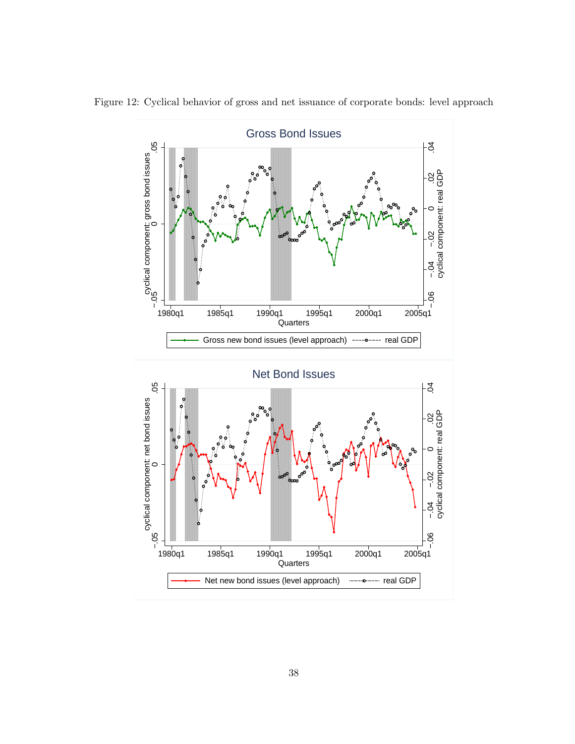Figure 12: Cyclical behavior of gross and net issuance of corporate bonds: level approach

Gross Bond Issues

cyclical component: gross bond issues

−.05
0
.05

cyclical component: real GDP

−.06
−.04
−.02
0
.02
.04

1980q1
1985q1
1990q1
1995q1
2000q1
2005q1

Quarters

Gross new bond issues (level approach)
real GDP

Net Bond Issues

cyclical component: net bond issues

−.05
0
.05

cyclical component: real GDP

−.06
−.04
−.02
0
.02
.04

1980q1
1985q1
1990q1
1995q1
2000q1
2005q1

Quarters

Net new bond issues (level approach)
real GDP